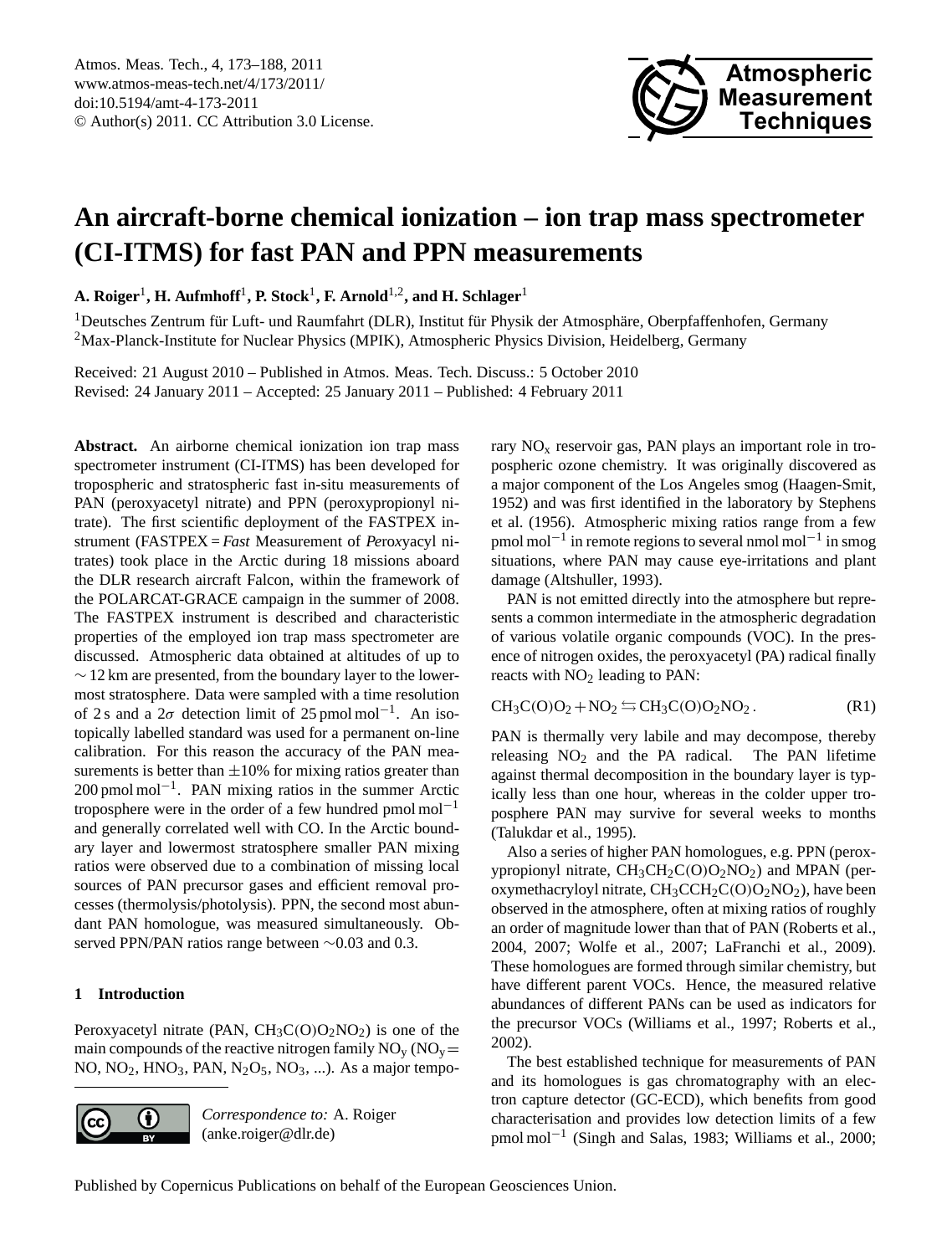# An aircraft-borne chemical ionization – ion trap mass spectrometer (CI-ITMS) for fast PAN and PPN measurements

**A. Roiger[1], H. Aufmhoff[1], P. Stock[1], F. Arnold[1,2], and H. Schlager[1]**

[1]Deutsches Zentrum für Luft- und Raumfahrt (DLR), Institut für Physik der Atmosphäre, Oberpfaffenhofen, Germany
[2]Max-Planck-Institute for Nuclear Physics (MPIK), Atmospheric Physics Division, Heidelberg, Germany

Received: 21 August 2010 – Published in Atmos. Meas. Tech. Discuss.: 5 October 2010
Revised: 24 January 2011 – Accepted: 25 January 2011 – Published: 4 February 2011

**Abstract.** An airborne chemical ionization ion trap mass spectrometer instrument (CI-ITMS) has been developed for tropospheric and stratospheric fast in-situ measurements of PAN (peroxyacetyl nitrate) and PPN (peroxypropionyl nitrate). The first scientific deployment of the FASTPEX instrument (FASTPEX = *Fast* Measurement of *Pe*roxyacyl nitrates) took place in the Arctic during 18 missions aboard the DLR research aircraft Falcon, within the framework of the POLARCAT-GRACE campaign in the summer of 2008. The FASTPEX instrument is described and characteristic properties of the employed ion trap mass spectrometer are discussed. Atmospheric data obtained at altitudes of up to $\sim 12$ km are presented, from the boundary layer to the lowermost stratosphere. Data were sampled with a time resolution of 2 s and a $2\sigma$ detection limit of 25 pmol mol$^{-1}$. An isotopically labelled standard was used for a permanent on-line calibration. For this reason the accuracy of the PAN measurements is better than $\pm 10\%$ for mixing ratios greater than 200 pmol mol$^{-1}$. PAN mixing ratios in the summer Arctic troposphere were in the order of a few hundred pmol mol$^{-1}$ and generally correlated well with CO. In the Arctic boundary layer and lowermost stratosphere smaller PAN mixing ratios were observed due to a combination of missing local sources of PAN precursor gases and efficient removal processes (thermolysis/photolysis). PPN, the second most abundant PAN homologue, was measured simultaneously. Observed PPN/PAN ratios range between $\sim 0.03$ and 0.3.

## 1 Introduction

Peroxyacetyl nitrate (PAN, $CH_3C(O)O_2NO_2$) is one of the main compounds of the reactive nitrogen family $NO_y$ ($NO_y =$ NO, $NO_2$, $HNO_3$, PAN, $N_2O_5$, $NO_3$, ...). As a major temporary $NO_x$ reservoir gas, PAN plays an important role in tropospheric ozone chemistry. It was originally discovered as a major component of the Los Angeles smog (Haagen-Smit, 1952) and was first identified in the laboratory by Stephens et al. (1956). Atmospheric mixing ratios range from a few pmol mol$^{-1}$ in remote regions to several nmol mol$^{-1}$ in smog situations, where PAN may cause eye-irritations and plant damage (Altshuller, 1993).

PAN is not emitted directly into the atmosphere but represents a common intermediate in the atmospheric degradation of various volatile organic compounds (VOC). In the presence of nitrogen oxides, the peroxyacetyl (PA) radical finally reacts with $NO_2$ leading to PAN:

$$CH_3C(O)O_2 + NO_2 \leftrightarrows CH_3C(O)O_2NO_2 \,. \tag{R1}$$

PAN is thermally very labile and may decompose, thereby releasing $NO_2$ and the PA radical. The PAN lifetime against thermal decomposition in the boundary layer is typically less than one hour, whereas in the colder upper troposphere PAN may survive for several weeks to months (Talukdar et al., 1995).

Also a series of higher PAN homologues, e.g. PPN (peroxypropionyl nitrate, $CH_3CH_2C(O)O_2NO_2$) and MPAN (peroxymethacryloyl nitrate, $CH_3CCH_2C(O)O_2NO_2$), have been observed in the atmosphere, often at mixing ratios of roughly an order of magnitude lower than that of PAN (Roberts et al., 2004, 2007; Wolfe et al., 2007; LaFranchi et al., 2009). These homologues are formed through similar chemistry, but have different parent VOCs. Hence, the measured relative abundances of different PANs can be used as indicators for the precursor VOCs (Williams et al., 1997; Roberts et al., 2002).

The best established technique for measurements of PAN and its homologues is gas chromatography with an electron capture detector (GC-ECD), which benefits from good characterisation and provides low detection limits of a few pmol mol$^{-1}$ (Singh and Salas, 1983; Williams et al., 2000;

*Correspondence to:* A. Roiger
(anke.roiger@dlr.de)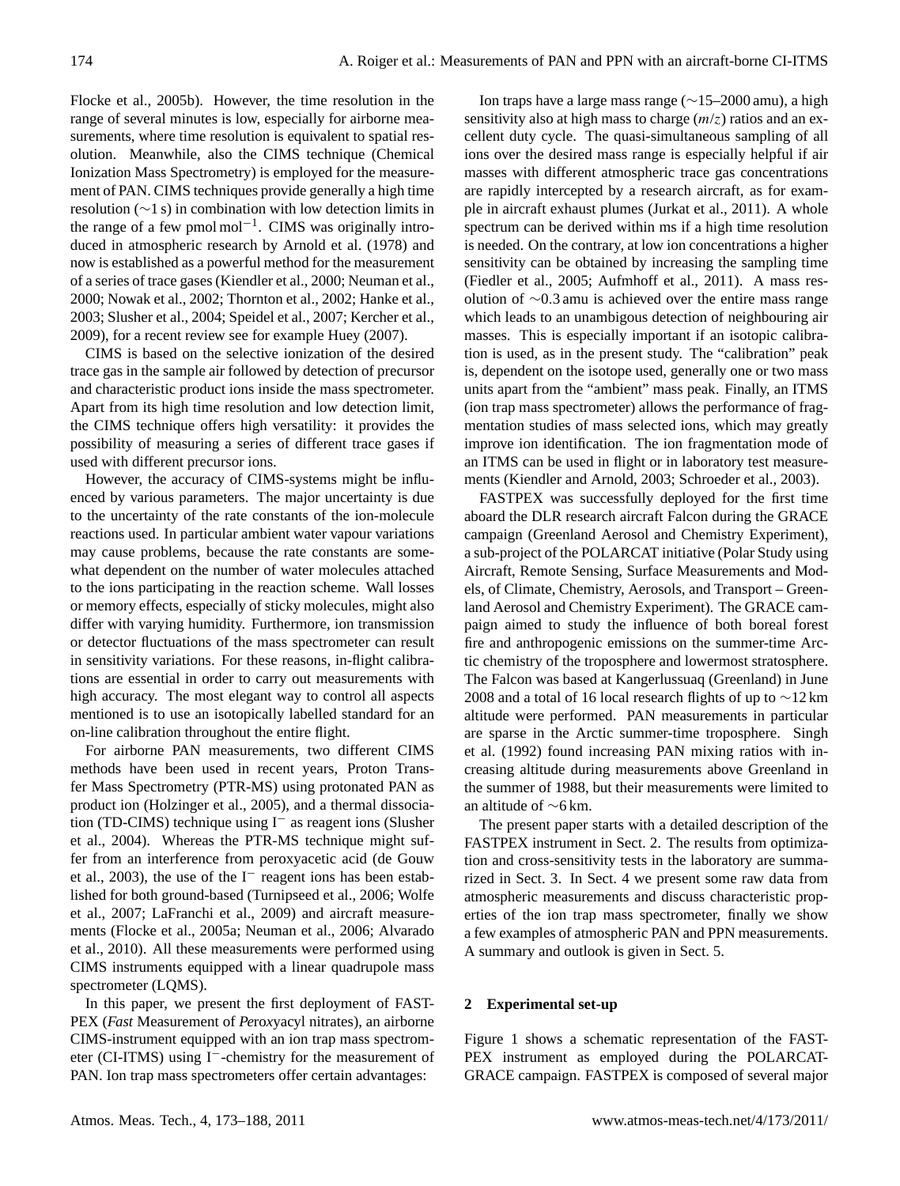Flocke et al., 2005b). However, the time resolution in the range of several minutes is low, especially for airborne measurements, where time resolution is equivalent to spatial resolution. Meanwhile, also the CIMS technique (Chemical Ionization Mass Spectrometry) is employed for the measurement of PAN. CIMS techniques provide generally a high time resolution (∼1 s) in combination with low detection limits in the range of a few $\text{pmol mol}^{-1}$. CIMS was originally introduced in atmospheric research by Arnold et al. (1978) and now is established as a powerful method for the measurement of a series of trace gases (Kiendler et al., 2000; Neuman et al., 2000; Nowak et al., 2002; Thornton et al., 2002; Hanke et al., 2003; Slusher et al., 2004; Speidel et al., 2007; Kercher et al., 2009), for a recent review see for example Huey (2007).

CIMS is based on the selective ionization of the desired trace gas in the sample air followed by detection of precursor and characteristic product ions inside the mass spectrometer. Apart from its high time resolution and low detection limit, the CIMS technique offers high versatility: it provides the possibility of measuring a series of different trace gases if used with different precursor ions.

However, the accuracy of CIMS-systems might be influenced by various parameters. The major uncertainty is due to the uncertainty of the rate constants of the ion-molecule reactions used. In particular ambient water vapour variations may cause problems, because the rate constants are somewhat dependent on the number of water molecules attached to the ions participating in the reaction scheme. Wall losses or memory effects, especially of sticky molecules, might also differ with varying humidity. Furthermore, ion transmission or detector fluctuations of the mass spectrometer can result in sensitivity variations. For these reasons, in-flight calibrations are essential in order to carry out measurements with high accuracy. The most elegant way to control all aspects mentioned is to use an isotopically labelled standard for an on-line calibration throughout the entire flight.

For airborne PAN measurements, two different CIMS methods have been used in recent years, Proton Transfer Mass Spectrometry (PTR-MS) using protonated PAN as product ion (Holzinger et al., 2005), and a thermal dissociation (TD-CIMS) technique using $I^-$ as reagent ions (Slusher et al., 2004). Whereas the PTR-MS technique might suffer from an interference from peroxyacetic acid (de Gouw et al., 2003), the use of the $I^-$ reagent ions has been established for both ground-based (Turnipseed et al., 2006; Wolfe et al., 2007; LaFranchi et al., 2009) and aircraft measurements (Flocke et al., 2005a; Neuman et al., 2006; Alvarado et al., 2010). All these measurements were performed using CIMS instruments equipped with a linear quadrupole mass spectrometer (LQMS).

In this paper, we present the first deployment of FASTPEX (*Fast* Measurement of *Pe*roxyacyl nitrates), an airborne CIMS-instrument equipped with an ion trap mass spectrometer (CI-ITMS) using $I^-$-chemistry for the measurement of PAN. Ion trap mass spectrometers offer certain advantages:

Ion traps have a large mass range (∼15–2000 amu), a high sensitivity also at high mass to charge ($m/z$) ratios and an excellent duty cycle. The quasi-simultaneous sampling of all ions over the desired mass range is especially helpful if air masses with different atmospheric trace gas concentrations are rapidly intercepted by a research aircraft, as for example in aircraft exhaust plumes (Jurkat et al., 2011). A whole spectrum can be derived within ms if a high time resolution is needed. On the contrary, at low ion concentrations a higher sensitivity can be obtained by increasing the sampling time (Fiedler et al., 2005; Aufmhoff et al., 2011). A mass resolution of ∼0.3 amu is achieved over the entire mass range which leads to an unambigous detection of neighbouring air masses. This is especially important if an isotopic calibration is used, as in the present study. The "calibration" peak is, dependent on the isotope used, generally one or two mass units apart from the "ambient" mass peak. Finally, an ITMS (ion trap mass spectrometer) allows the performance of fragmentation studies of mass selected ions, which may greatly improve ion identification. The ion fragmentation mode of an ITMS can be used in flight or in laboratory test measurements (Kiendler and Arnold, 2003; Schroeder et al., 2003).

FASTPEX was successfully deployed for the first time aboard the DLR research aircraft Falcon during the GRACE campaign (Greenland Aerosol and Chemistry Experiment), a sub-project of the POLARCAT initiative (Polar Study using Aircraft, Remote Sensing, Surface Measurements and Models, of Climate, Chemistry, Aerosols, and Transport – Greenland Aerosol and Chemistry Experiment). The GRACE campaign aimed to study the influence of both boreal forest fire and anthropogenic emissions on the summer-time Arctic chemistry of the troposphere and lowermost stratosphere. The Falcon was based at Kangerlussuaq (Greenland) in June 2008 and a total of 16 local research flights of up to ∼12 km altitude were performed. PAN measurements in particular are sparse in the Arctic summer-time troposphere. Singh et al. (1992) found increasing PAN mixing ratios with increasing altitude during measurements above Greenland in the summer of 1988, but their measurements were limited to an altitude of ∼6 km.

The present paper starts with a detailed description of the FASTPEX instrument in Sect. 2. The results from optimization and cross-sensitivity tests in the laboratory are summarized in Sect. 3. In Sect. 4 we present some raw data from atmospheric measurements and discuss characteristic properties of the ion trap mass spectrometer, finally we show a few examples of atmospheric PAN and PPN measurements. A summary and outlook is given in Sect. 5.

## 2 Experimental set-up

Figure 1 shows a schematic representation of the FASTPEX instrument as employed during the POLARCAT-GRACE campaign. FASTPEX is composed of several major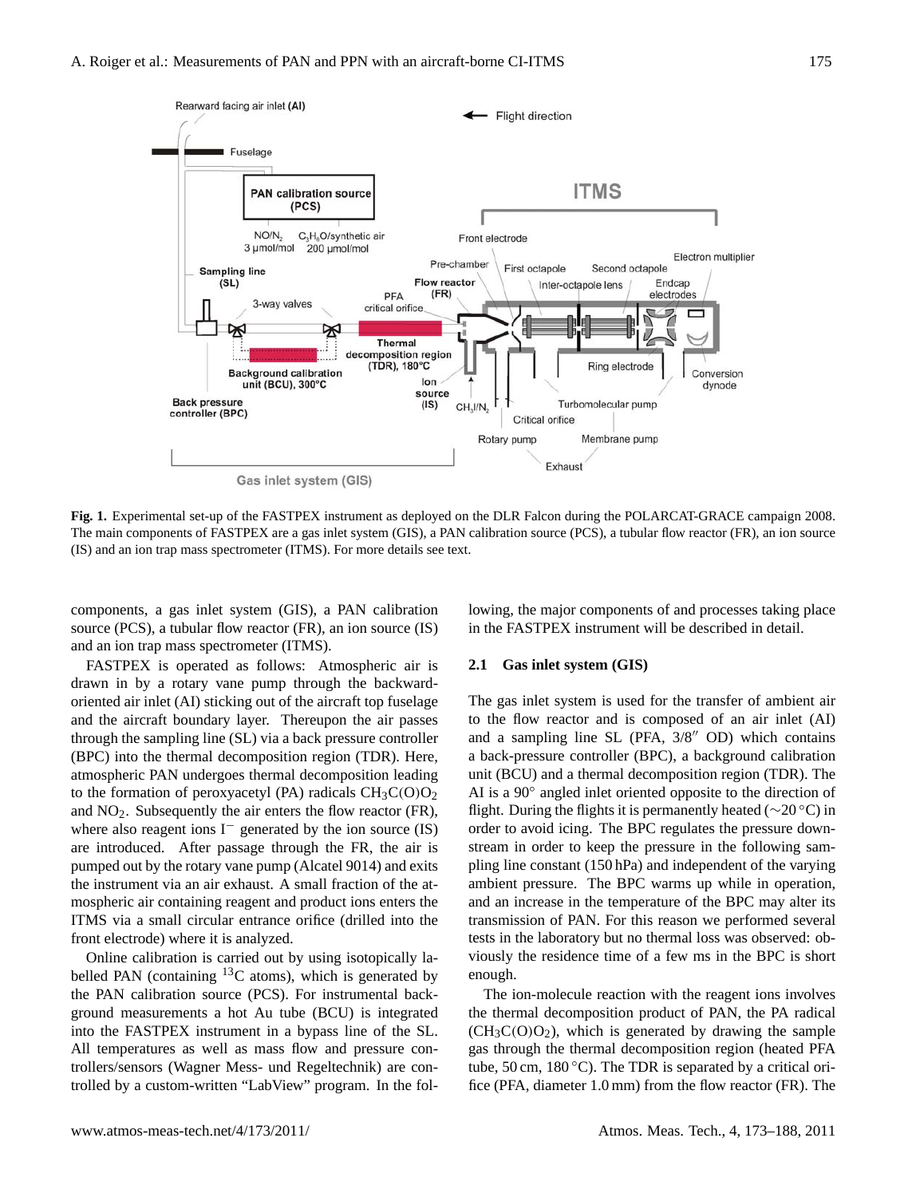**Fig. 1.** Experimental set-up of the FASTPEX instrument as deployed on the DLR Falcon during the POLARCAT-GRACE campaign 2008. The main components of FASTPEX are a gas inlet system (GIS), a PAN calibration source (PCS), a tubular flow reactor (FR), an ion source (IS) and an ion trap mass spectrometer (ITMS). For more details see text.

components, a gas inlet system (GIS), a PAN calibration source (PCS), a tubular flow reactor (FR), an ion source (IS) and an ion trap mass spectrometer (ITMS).

FASTPEX is operated as follows: Atmospheric air is drawn in by a rotary vane pump through the backward-oriented air inlet (AI) sticking out of the aircraft top fuselage and the aircraft boundary layer. Thereupon the air passes through the sampling line (SL) via a back pressure controller (BPC) into the thermal decomposition region (TDR). Here, atmospheric PAN undergoes thermal decomposition leading to the formation of peroxyacetyl (PA) radicals $CH_3C(O)O_2$ and $NO_2$. Subsequently the air enters the flow reactor (FR), where also reagent ions $I^-$ generated by the ion source (IS) are introduced. After passage through the FR, the air is pumped out by the rotary vane pump (Alcatel 9014) and exits the instrument via an air exhaust. A small fraction of the atmospheric air containing reagent and product ions enters the ITMS via a small circular entrance orifice (drilled into the front electrode) where it is analyzed.

Online calibration is carried out by using isotopically labelled PAN (containing $^{13}C$ atoms), which is generated by the PAN calibration source (PCS). For instrumental background measurements a hot Au tube (BCU) is integrated into the FASTPEX instrument in a bypass line of the SL. All temperatures as well as mass flow and pressure controllers/sensors (Wagner Mess- und Regeltechnik) are controlled by a custom-written "LabView" program. In the following, the major components of and processes taking place in the FASTPEX instrument will be described in detail.

### 2.1 Gas inlet system (GIS)

The gas inlet system is used for the transfer of ambient air to the flow reactor and is composed of an air inlet (AI) and a sampling line SL (PFA, 3/8″ OD) which contains a back-pressure controller (BPC), a background calibration unit (BCU) and a thermal decomposition region (TDR). The AI is a 90° angled inlet oriented opposite to the direction of flight. During the flights it is permanently heated (∼20 °C) in order to avoid icing. The BPC regulates the pressure downstream in order to keep the pressure in the following sampling line constant (150 hPa) and independent of the varying ambient pressure. The BPC warms up while in operation, and an increase in the temperature of the BPC may alter its transmission of PAN. For this reason we performed several tests in the laboratory but no thermal loss was observed: obviously the residence time of a few ms in the BPC is short enough.

The ion-molecule reaction with the reagent ions involves the thermal decomposition product of PAN, the PA radical ($CH_3C(O)O_2$), which is generated by drawing the sample gas through the thermal decomposition region (heated PFA tube, 50 cm, 180 °C). The TDR is separated by a critical orifice (PFA, diameter 1.0 mm) from the flow reactor (FR). The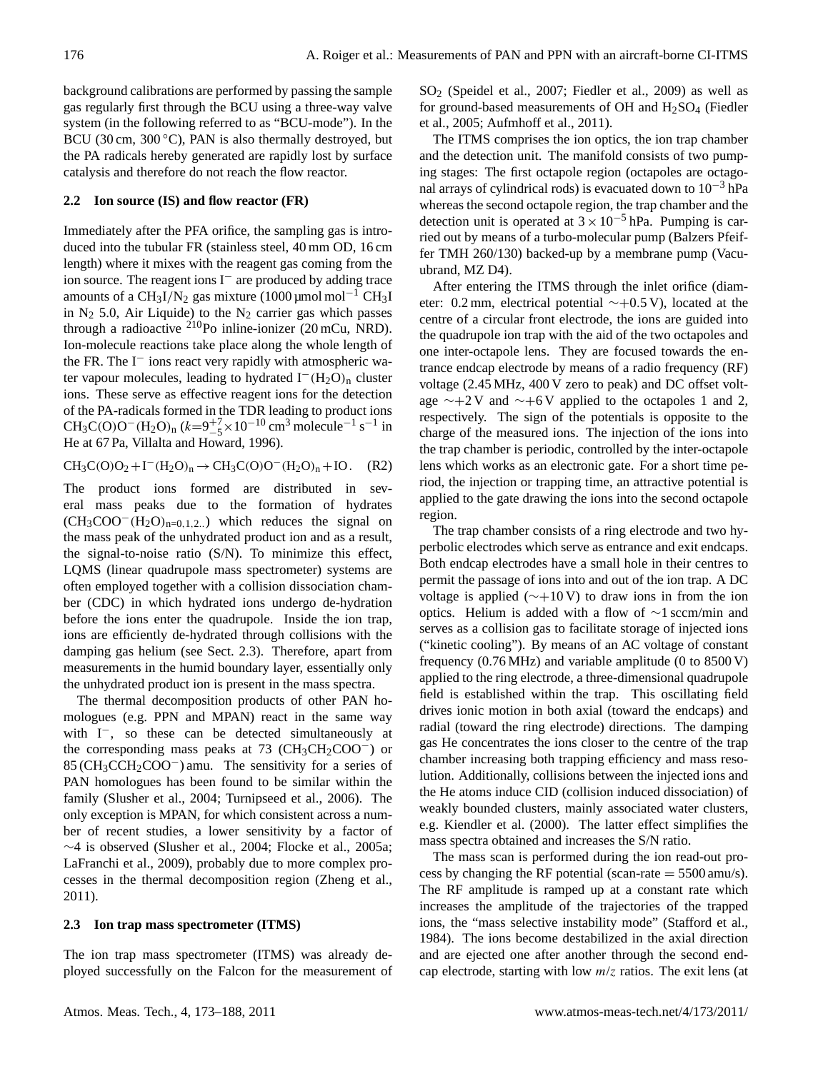background calibrations are performed by passing the sample gas regularly first through the BCU using a three-way valve system (in the following referred to as "BCU-mode"). In the BCU (30 cm, 300 °C), PAN is also thermally destroyed, but the PA radicals hereby generated are rapidly lost by surface catalysis and therefore do not reach the flow reactor.

### 2.2 Ion source (IS) and flow reactor (FR)

Immediately after the PFA orifice, the sampling gas is introduced into the tubular FR (stainless steel, 40 mm OD, 16 cm length) where it mixes with the reagent gas coming from the ion source. The reagent ions $I^-$ are produced by adding trace amounts of a $CH_3I/N_2$ gas mixture (1000 µmol mol$^{-1}$ $CH_3I$ in $N_2$ 5.0, Air Liquide) to the $N_2$ carrier gas which passes through a radioactive $^{210}$Po inline-ionizer (20 mCu, NRD). Ion-molecule reactions take place along the whole length of the FR. The $I^-$ ions react very rapidly with atmospheric water vapour molecules, leading to hydrated $I^-(H_2O)_n$ cluster ions. These serve as effective reagent ions for the detection of the PA-radicals formed in the TDR leading to product ions $CH_3C(O)O^-(H_2O)_n$ ($k$=$9^{+7}_{-5}\times10^{-10}$ cm$^3$ molecule$^{-1}$ s$^{-1}$ in He at 67 Pa, Villalta and Howard, 1996).

$$CH_3C(O)O_2 + I^-(H_2O)_n \rightarrow CH_3C(O)O^-(H_2O)_n + IO. \quad \text{(R2)}$$

The product ions formed are distributed in several mass peaks due to the formation of hydrates ($CH_3COO^-(H_2O)_{n=0,1,2..}$) which reduces the signal on the mass peak of the unhydrated product ion and as a result, the signal-to-noise ratio (S/N). To minimize this effect, LQMS (linear quadrupole mass spectrometer) systems are often employed together with a collision dissociation chamber (CDC) in which hydrated ions undergo de-hydration before the ions enter the quadrupole. Inside the ion trap, ions are efficiently de-hydrated through collisions with the damping gas helium (see Sect. 2.3). Therefore, apart from measurements in the humid boundary layer, essentially only the unhydrated product ion is present in the mass spectra.

The thermal decomposition products of other PAN homologues (e.g. PPN and MPAN) react in the same way with $I^-$, so these can be detected simultaneously at the corresponding mass peaks at 73 ($CH_3CH_2COO^-$) or 85 ($CH_3CCH_2COO^-$) amu. The sensitivity for a series of PAN homologues has been found to be similar within the family (Slusher et al., 2004; Turnipseed et al., 2006). The only exception is MPAN, for which consistent across a number of recent studies, a lower sensitivity by a factor of ~4 is observed (Slusher et al., 2004; Flocke et al., 2005a; LaFranchi et al., 2009), probably due to more complex processes in the thermal decomposition region (Zheng et al., 2011).

### 2.3 Ion trap mass spectrometer (ITMS)

The ion trap mass spectrometer (ITMS) was already deployed successfully on the Falcon for the measurement of $SO_2$ (Speidel et al., 2007; Fiedler et al., 2009) as well as for ground-based measurements of OH and $H_2SO_4$ (Fiedler et al., 2005; Aufmhoff et al., 2011).

The ITMS comprises the ion optics, the ion trap chamber and the detection unit. The manifold consists of two pumping stages: The first octapole region (octapoles are octagonal arrays of cylindrical rods) is evacuated down to $10^{-3}$ hPa whereas the second octapole region, the trap chamber and the detection unit is operated at $3\times10^{-5}$ hPa. Pumping is carried out by means of a turbo-molecular pump (Balzers Pfeiffer TMH 260/130) backed-up by a membrane pump (Vacuubrand, MZ D4).

After entering the ITMS through the inlet orifice (diameter: 0.2 mm, electrical potential ~+0.5 V), located at the centre of a circular front electrode, the ions are guided into the quadrupole ion trap with the aid of the two octapoles and one inter-octapole lens. They are focused towards the entrance endcap electrode by means of a radio frequency (RF) voltage (2.45 MHz, 400 V zero to peak) and DC offset voltage ~+2 V and ~+6 V applied to the octapoles 1 and 2, respectively. The sign of the potentials is opposite to the charge of the measured ions. The injection of the ions into the trap chamber is periodic, controlled by the inter-octapole lens which works as an electronic gate. For a short time period, the injection or trapping time, an attractive potential is applied to the gate drawing the ions into the second octapole region.

The trap chamber consists of a ring electrode and two hyperbolic electrodes which serve as entrance and exit endcaps. Both endcap electrodes have a small hole in their centres to permit the passage of ions into and out of the ion trap. A DC voltage is applied (~+10 V) to draw ions in from the ion optics. Helium is added with a flow of ~1 sccm/min and serves as a collision gas to facilitate storage of injected ions ("kinetic cooling"). By means of an AC voltage of constant frequency (0.76 MHz) and variable amplitude (0 to 8500 V) applied to the ring electrode, a three-dimensional quadrupole field is established within the trap. This oscillating field drives ionic motion in both axial (toward the endcaps) and radial (toward the ring electrode) directions. The damping gas He concentrates the ions closer to the centre of the trap chamber increasing both trapping efficiency and mass resolution. Additionally, collisions between the injected ions and the He atoms induce CID (collision induced dissociation) of weakly bounded clusters, mainly associated water clusters, e.g. Kiendler et al. (2000). The latter effect simplifies the mass spectra obtained and increases the S/N ratio.

The mass scan is performed during the ion read-out process by changing the RF potential (scan-rate = 5500 amu/s). The RF amplitude is ramped up at a constant rate which increases the amplitude of the trajectories of the trapped ions, the "mass selective instability mode" (Stafford et al., 1984). The ions become destabilized in the axial direction and are ejected one after another through the second endcap electrode, starting with low $m/z$ ratios. The exit lens (at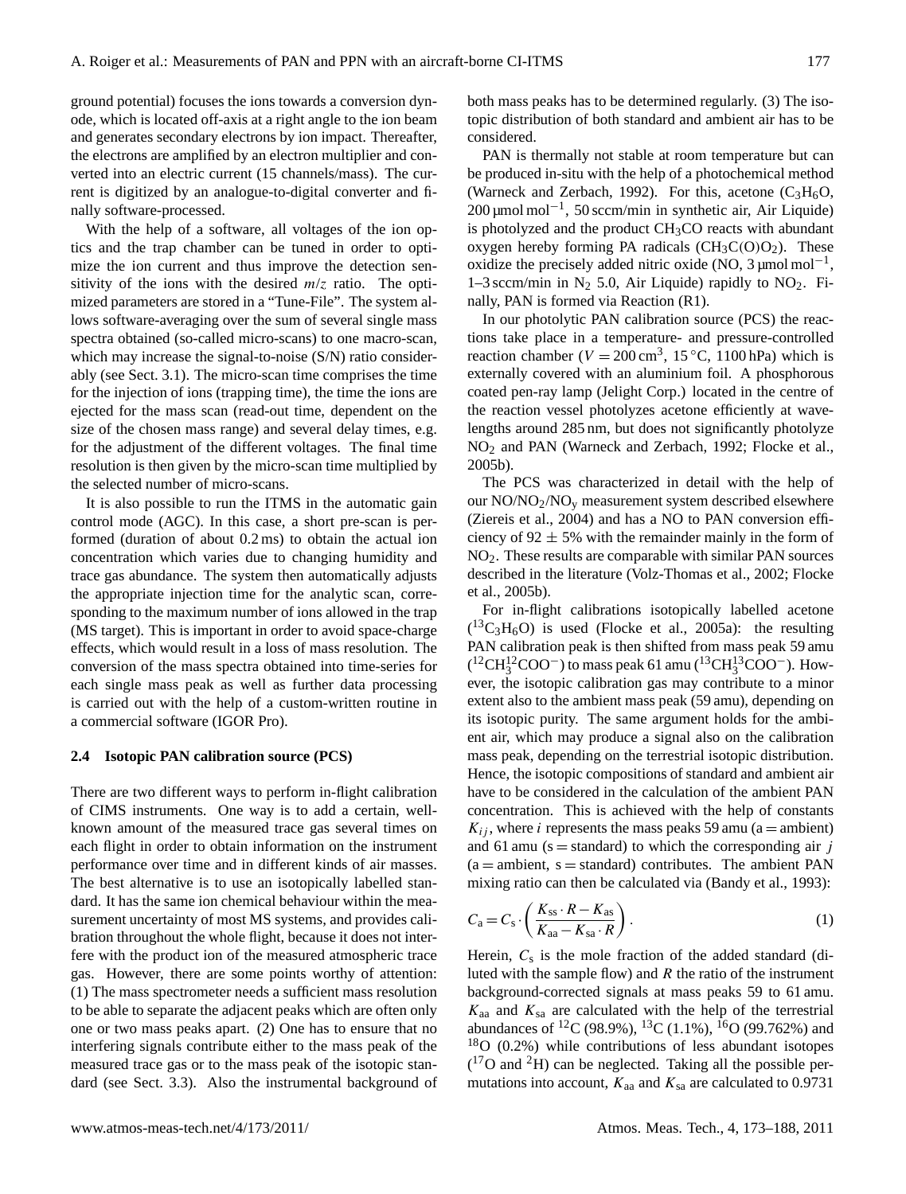ground potential) focuses the ions towards a conversion dynode, which is located off-axis at a right angle to the ion beam and generates secondary electrons by ion impact. Thereafter, the electrons are amplified by an electron multiplier and converted into an electric current (15 channels/mass). The current is digitized by an analogue-to-digital converter and finally software-processed.

With the help of a software, all voltages of the ion optics and the trap chamber can be tuned in order to optimize the ion current and thus improve the detection sensitivity of the ions with the desired $m/z$ ratio. The optimized parameters are stored in a "Tune-File". The system allows software-averaging over the sum of several single mass spectra obtained (so-called micro-scans) to one macro-scan, which may increase the signal-to-noise (S/N) ratio considerably (see Sect. 3.1). The micro-scan time comprises the time for the injection of ions (trapping time), the time the ions are ejected for the mass scan (read-out time, dependent on the size of the chosen mass range) and several delay times, e.g. for the adjustment of the different voltages. The final time resolution is then given by the micro-scan time multiplied by the selected number of micro-scans.

It is also possible to run the ITMS in the automatic gain control mode (AGC). In this case, a short pre-scan is performed (duration of about 0.2 ms) to obtain the actual ion concentration which varies due to changing humidity and trace gas abundance. The system then automatically adjusts the appropriate injection time for the analytic scan, corresponding to the maximum number of ions allowed in the trap (MS target). This is important in order to avoid space-charge effects, which would result in a loss of mass resolution. The conversion of the mass spectra obtained into time-series for each single mass peak as well as further data processing is carried out with the help of a custom-written routine in a commercial software (IGOR Pro).

### 2.4 Isotopic PAN calibration source (PCS)

There are two different ways to perform in-flight calibration of CIMS instruments. One way is to add a certain, well-known amount of the measured trace gas several times on each flight in order to obtain information on the instrument performance over time and in different kinds of air masses. The best alternative is to use an isotopically labelled standard. It has the same ion chemical behaviour within the measurement uncertainty of most MS systems, and provides calibration throughout the whole flight, because it does not interfere with the product ion of the measured atmospheric trace gas. However, there are some points worthy of attention: (1) The mass spectrometer needs a sufficient mass resolution to be able to separate the adjacent peaks which are often only one or two mass peaks apart. (2) One has to ensure that no interfering signals contribute either to the mass peak of the measured trace gas or to the mass peak of the isotopic standard (see Sect. 3.3). Also the instrumental background of both mass peaks has to be determined regularly. (3) The isotopic distribution of both standard and ambient air has to be considered.

PAN is thermally not stable at room temperature but can be produced in-situ with the help of a photochemical method (Warneck and Zerbach, 1992). For this, acetone ($C_3H_6O$, 200 µmol mol$^{-1}$, 50 sccm/min in synthetic air, Air Liquide) is photolyzed and the product $CH_3CO$ reacts with abundant oxygen hereby forming PA radicals ($CH_3C(O)O_2$). These oxidize the precisely added nitric oxide (NO, 3 µmol mol$^{-1}$, 1–3 sccm/min in $N_2$ 5.0, Air Liquide) rapidly to $NO_2$. Finally, PAN is formed via Reaction (R1).

In our photolytic PAN calibration source (PCS) the reactions take place in a temperature- and pressure-controlled reaction chamber ($V = 200\,\text{cm}^3$, 15 °C, 1100 hPa) which is externally covered with an aluminium foil. A phosphorous coated pen-ray lamp (Jelight Corp.) located in the centre of the reaction vessel photolyzes acetone efficiently at wavelengths around 285 nm, but does not significantly photolyze $NO_2$ and PAN (Warneck and Zerbach, 1992; Flocke et al., 2005b).

The PCS was characterized in detail with the help of our NO/$NO_2$/$NO_y$ measurement system described elsewhere (Ziereis et al., 2004) and has a NO to PAN conversion efficiency of $92 \pm 5\%$ with the remainder mainly in the form of $NO_2$. These results are comparable with similar PAN sources described in the literature (Volz-Thomas et al., 2002; Flocke et al., 2005b).

For in-flight calibrations isotopically labelled acetone ($^{13}C_3H_6O$) is used (Flocke et al., 2005a): the resulting PAN calibration peak is then shifted from mass peak 59 amu ($^{12}CH_3^{12}COO^-$) to mass peak 61 amu ($^{13}CH_3^{13}COO^-$). However, the isotopic calibration gas may contribute to a minor extent also to the ambient mass peak (59 amu), depending on its isotopic purity. The same argument holds for the ambient air, which may produce a signal also on the calibration mass peak, depending on the terrestrial isotopic distribution. Hence, the isotopic compositions of standard and ambient air have to be considered in the calculation of the ambient PAN concentration. This is achieved with the help of constants $K_{ij}$, where $i$ represents the mass peaks 59 amu (a = ambient) and 61 amu (s = standard) to which the corresponding air $j$ (a = ambient, s = standard) contributes. The ambient PAN mixing ratio can then be calculated via (Bandy et al., 1993):

$$C_a = C_s \cdot \left( \frac{K_{ss} \cdot R - K_{as}}{K_{aa} - K_{sa} \cdot R} \right). \tag{1}$$

Herein, $C_s$ is the mole fraction of the added standard (diluted with the sample flow) and $R$ the ratio of the instrument background-corrected signals at mass peaks 59 to 61 amu. $K_{aa}$ and $K_{sa}$ are calculated with the help of the terrestrial abundances of $^{12}C$ (98.9%), $^{13}C$ (1.1%), $^{16}O$ (99.762%) and $^{18}O$ (0.2%) while contributions of less abundant isotopes ($^{17}O$ and $^{2}H$) can be neglected. Taking all the possible permutations into account, $K_{aa}$ and $K_{sa}$ are calculated to 0.9731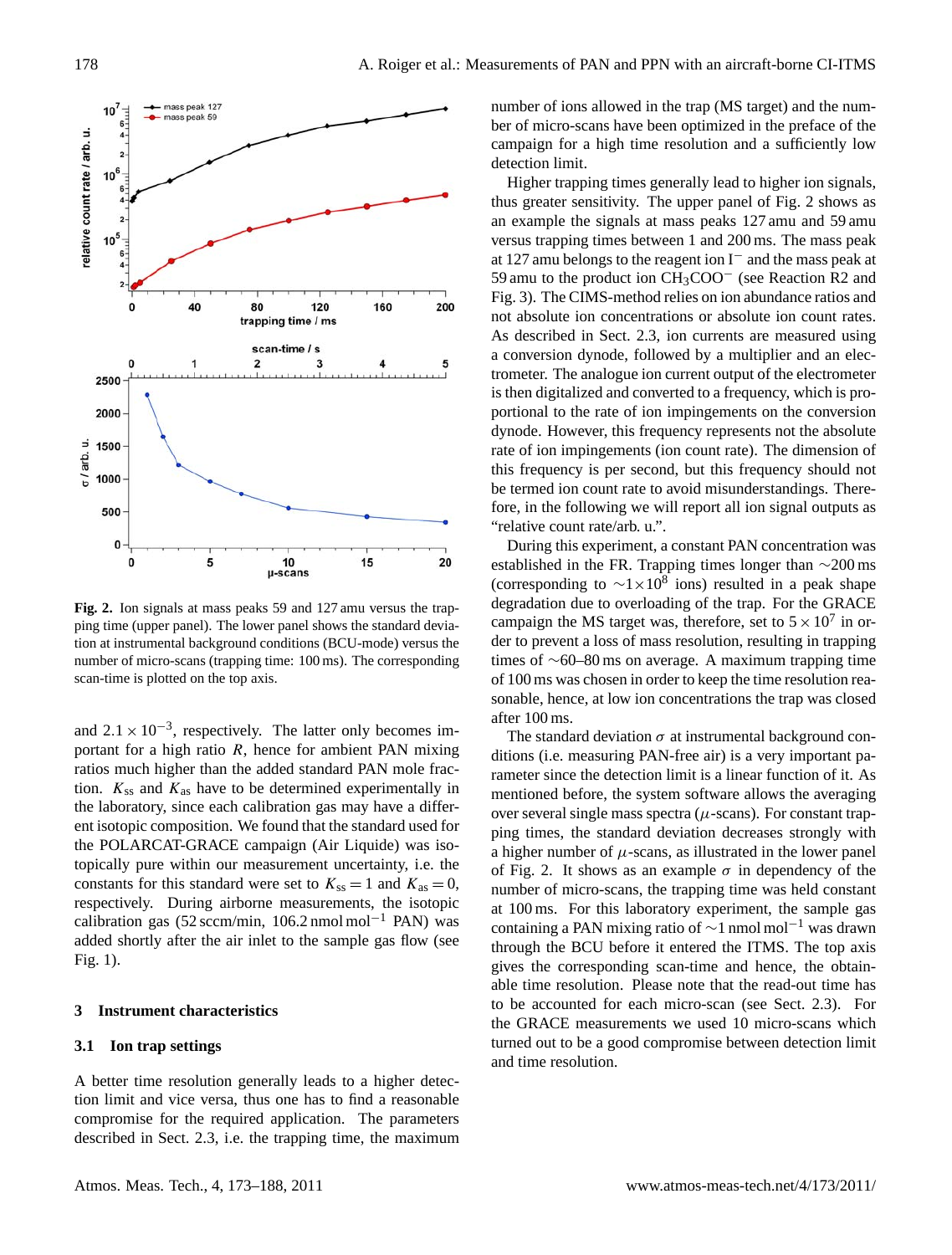**Fig. 2.** Ion signals at mass peaks 59 and 127 amu versus the trapping time (upper panel). The lower panel shows the standard deviation at instrumental background conditions (BCU-mode) versus the number of micro-scans (trapping time: 100 ms). The corresponding scan-time is plotted on the top axis.

and $2.1 \times 10^{-3}$, respectively. The latter only becomes important for a high ratio $R$, hence for ambient PAN mixing ratios much higher than the added standard PAN mole fraction. $K_{ss}$ and $K_{as}$ have to be determined experimentally in the laboratory, since each calibration gas may have a different isotopic composition. We found that the standard used for the POLARCAT-GRACE campaign (Air Liquide) was isotopically pure within our measurement uncertainty, i.e. the constants for this standard were set to $K_{ss} = 1$ and $K_{as} = 0$, respectively. During airborne measurements, the isotopic calibration gas (52 sccm/min, 106.2 nmol mol$^{-1}$ PAN) was added shortly after the air inlet to the sample gas flow (see Fig. 1).

## 3 Instrument characteristics

### 3.1 Ion trap settings

A better time resolution generally leads to a higher detection limit and vice versa, thus one has to find a reasonable compromise for the required application. The parameters described in Sect. 2.3, i.e. the trapping time, the maximum number of ions allowed in the trap (MS target) and the number of micro-scans have been optimized in the preface of the campaign for a high time resolution and a sufficiently low detection limit.

Higher trapping times generally lead to higher ion signals, thus greater sensitivity. The upper panel of Fig. 2 shows as an example the signals at mass peaks 127 amu and 59 amu versus trapping times between 1 and 200 ms. The mass peak at 127 amu belongs to the reagent ion $I^-$ and the mass peak at 59 amu to the product ion $CH_3COO^-$ (see Reaction R2 and Fig. 3). The CIMS-method relies on ion abundance ratios and not absolute ion concentrations or absolute ion count rates. As described in Sect. 2.3, ion currents are measured using a conversion dynode, followed by a multiplier and an electrometer. The analogue ion current output of the electrometer is then digitalized and converted to a frequency, which is proportional to the rate of ion impingements on the conversion dynode. However, this frequency represents not the absolute rate of ion impingements (ion count rate). The dimension of this frequency is per second, but this frequency should not be termed ion count rate to avoid misunderstandings. Therefore, in the following we will report all ion signal outputs as "relative count rate/arb. u.".

During this experiment, a constant PAN concentration was established in the FR. Trapping times longer than ~200 ms (corresponding to ~$1 \times 10^8$ ions) resulted in a peak shape degradation due to overloading of the trap. For the GRACE campaign the MS target was, therefore, set to $5 \times 10^7$ in order to prevent a loss of mass resolution, resulting in trapping times of ~60–80 ms on average. A maximum trapping time of 100 ms was chosen in order to keep the time resolution reasonable, hence, at low ion concentrations the trap was closed after 100 ms.

The standard deviation $\sigma$ at instrumental background conditions (i.e. measuring PAN-free air) is a very important parameter since the detection limit is a linear function of it. As mentioned before, the system software allows the averaging over several single mass spectra ($\mu$-scans). For constant trapping times, the standard deviation decreases strongly with a higher number of $\mu$-scans, as illustrated in the lower panel of Fig. 2. It shows as an example $\sigma$ in dependency of the number of micro-scans, the trapping time was held constant at 100 ms. For this laboratory experiment, the sample gas containing a PAN mixing ratio of ~1 nmol mol$^{-1}$ was drawn through the BCU before it entered the ITMS. The top axis gives the corresponding scan-time and hence, the obtainable time resolution. Please note that the read-out time has to be accounted for each micro-scan (see Sect. 2.3). For the GRACE measurements we used 10 micro-scans which turned out to be a good compromise between detection limit and time resolution.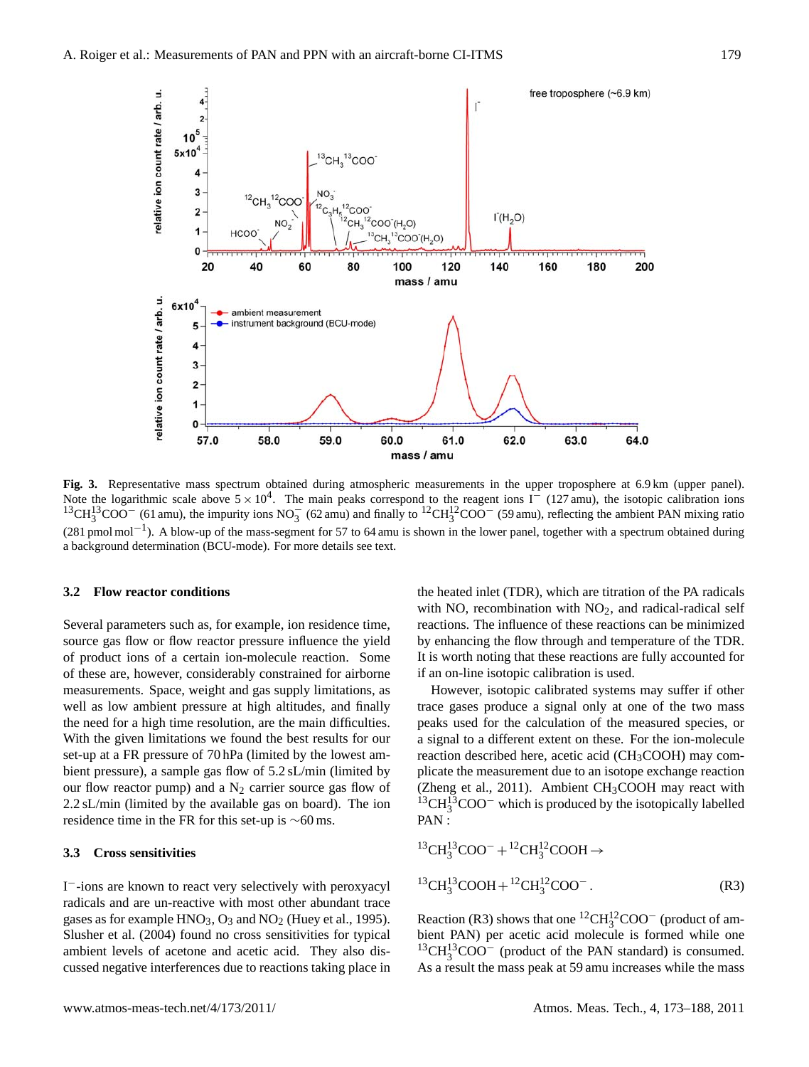**Fig. 3.** Representative mass spectrum obtained during atmospheric measurements in the upper troposphere at 6.9 km (upper panel). Note the logarithmic scale above $5 \times 10^4$. The main peaks correspond to the reagent ions $I^-$ (127 amu), the isotopic calibration ions $^{13}CH_3^{13}COO^-$ (61 amu), the impurity ions $NO_3^-$ (62 amu) and finally to $^{12}CH_3^{12}COO^-$ (59 amu), reflecting the ambient PAN mixing ratio (281 pmol mol$^{-1}$). A blow-up of the mass-segment for 57 to 64 amu is shown in the lower panel, together with a spectrum obtained during a background determination (BCU-mode). For more details see text.

### 3.2 Flow reactor conditions

Several parameters such as, for example, ion residence time, source gas flow or flow reactor pressure influence the yield of product ions of a certain ion-molecule reaction. Some of these are, however, considerably constrained for airborne measurements. Space, weight and gas supply limitations, as well as low ambient pressure at high altitudes, and finally the need for a high time resolution, are the main difficulties. With the given limitations we found the best results for our set-up at a FR pressure of 70 hPa (limited by the lowest ambient pressure), a sample gas flow of 5.2 sL/min (limited by our flow reactor pump) and a $N_2$ carrier source gas flow of 2.2 sL/min (limited by the available gas on board). The ion residence time in the FR for this set-up is ~60 ms.

### 3.3 Cross sensitivities

$I^-$-ions are known to react very selectively with peroxyacyl radicals and are un-reactive with most other abundant trace gases as for example $HNO_3$, $O_3$ and $NO_2$ (Huey et al., 1995). Slusher et al. (2004) found no cross sensitivities for typical ambient levels of acetone and acetic acid. They also discussed negative interferences due to reactions taking place in the heated inlet (TDR), which are titration of the PA radicals with NO, recombination with $NO_2$, and radical-radical self reactions. The influence of these reactions can be minimized by enhancing the flow through and temperature of the TDR. It is worth noting that these reactions are fully accounted for if an on-line isotopic calibration is used.

However, isotopic calibrated systems may suffer if other trace gases produce a signal only at one of the two mass peaks used for the calculation of the measured species, or a signal to a different extent on these. For the ion-molecule reaction described here, acetic acid ($CH_3COOH$) may complicate the measurement due to an isotope exchange reaction (Zheng et al., 2011). Ambient $CH_3COOH$ may react with $^{13}CH_3^{13}COO^-$ which is produced by the isotopically labelled PAN :

$$^{13}CH_3^{13}COO^- + {}^{12}CH_3^{12}COOH \rightarrow$$

$$^{13}CH_3^{13}COOH + {}^{12}CH_3^{12}COO^- . \qquad \text{(R3)}$$

Reaction (R3) shows that one $^{12}CH_3^{12}COO^-$ (product of ambient PAN) per acetic acid molecule is formed while one $^{13}CH_3^{13}COO^-$ (product of the PAN standard) is consumed. As a result the mass peak at 59 amu increases while the mass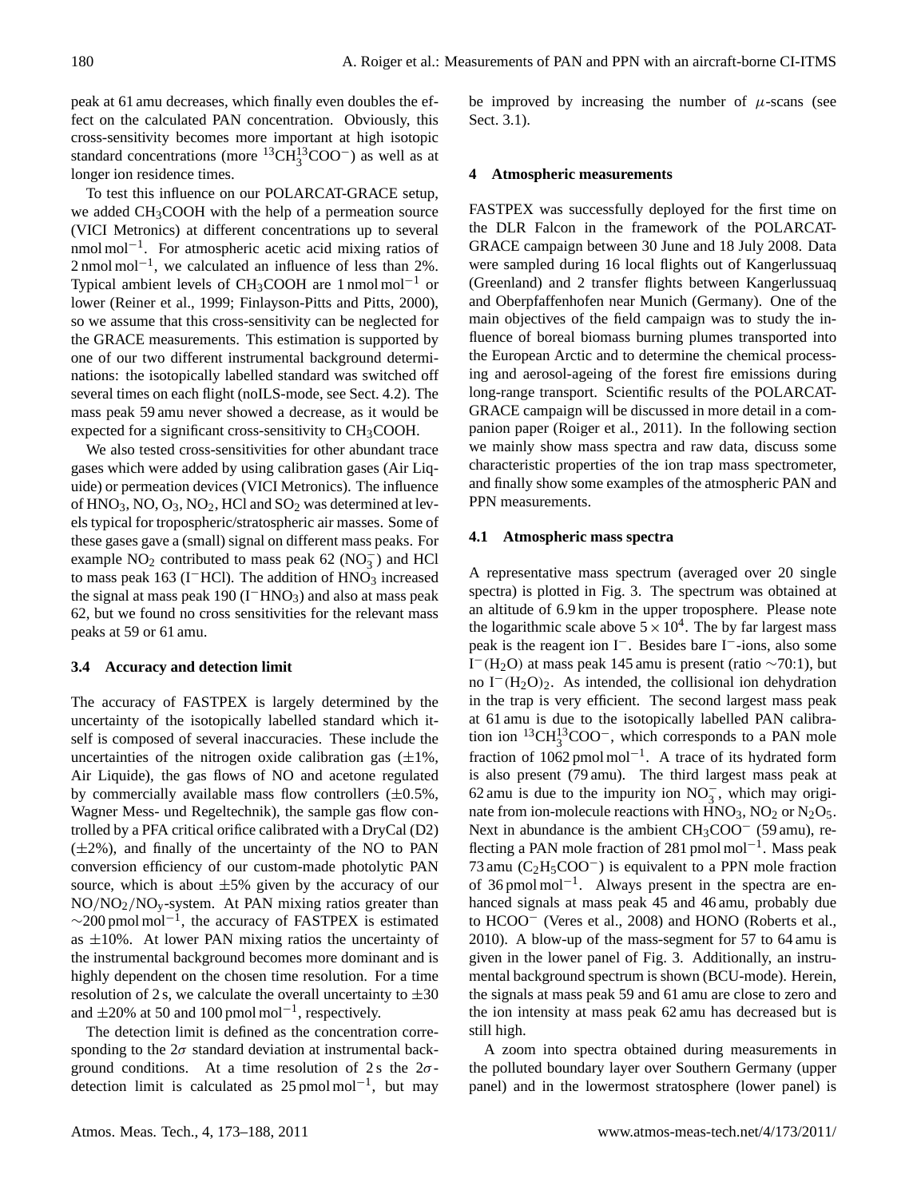peak at 61 amu decreases, which finally even doubles the effect on the calculated PAN concentration. Obviously, this cross-sensitivity becomes more important at high isotopic standard concentrations (more $^{13}CH_3^{13}COO^-$) as well as at longer ion residence times.

To test this influence on our POLARCAT-GRACE setup, we added $CH_3COOH$ with the help of a permeation source (VICI Metronics) at different concentrations up to several nmol mol$^{-1}$. For atmospheric acetic acid mixing ratios of 2 nmol mol$^{-1}$, we calculated an influence of less than 2%. Typical ambient levels of $CH_3COOH$ are 1 nmol mol$^{-1}$ or lower (Reiner et al., 1999; Finlayson-Pitts and Pitts, 2000), so we assume that this cross-sensitivity can be neglected for the GRACE measurements. This estimation is supported by one of our two different instrumental background determinations: the isotopically labelled standard was switched off several times on each flight (noILS-mode, see Sect. 4.2). The mass peak 59 amu never showed a decrease, as it would be expected for a significant cross-sensitivity to $CH_3COOH$.

We also tested cross-sensitivities for other abundant trace gases which were added by using calibration gases (Air Liquide) or permeation devices (VICI Metronics). The influence of $HNO_3$, NO, $O_3$, $NO_2$, HCl and $SO_2$ was determined at levels typical for tropospheric/stratospheric air masses. Some of these gases gave a (small) signal on different mass peaks. For example $NO_2$ contributed to mass peak 62 ($NO_3^-$) and HCl to mass peak 163 ($I^-HCl$). The addition of $HNO_3$ increased the signal at mass peak 190 ($I^-HNO_3$) and also at mass peak 62, but we found no cross sensitivities for the relevant mass peaks at 59 or 61 amu.

### 3.4 Accuracy and detection limit

The accuracy of FASTPEX is largely determined by the uncertainty of the isotopically labelled standard which itself is composed of several inaccuracies. These include the uncertainties of the nitrogen oxide calibration gas (±1%, Air Liquide), the gas flows of NO and acetone regulated by commercially available mass flow controllers (±0.5%, Wagner Mess- und Regeltechnik), the sample gas flow controlled by a PFA critical orifice calibrated with a DryCal (D2) (±2%), and finally of the uncertainty of the NO to PAN conversion efficiency of our custom-made photolytic PAN source, which is about ±5% given by the accuracy of our $NO/NO_2/NO_y$-system. At PAN mixing ratios greater than ~200 pmol mol$^{-1}$, the accuracy of FASTPEX is estimated as ±10%. At lower PAN mixing ratios the uncertainty of the instrumental background becomes more dominant and is highly dependent on the chosen time resolution. For a time resolution of 2 s, we calculate the overall uncertainty to ±30 and ±20% at 50 and 100 pmol mol$^{-1}$, respectively.

The detection limit is defined as the concentration corresponding to the $2\sigma$ standard deviation at instrumental background conditions. At a time resolution of 2 s the $2\sigma$-detection limit is calculated as 25 pmol mol$^{-1}$, but may be improved by increasing the number of $\mu$-scans (see Sect. 3.1).

## 4 Atmospheric measurements

FASTPEX was successfully deployed for the first time on the DLR Falcon in the framework of the POLARCAT-GRACE campaign between 30 June and 18 July 2008. Data were sampled during 16 local flights out of Kangerlussuaq (Greenland) and 2 transfer flights between Kangerlussuaq and Oberpfaffenhofen near Munich (Germany). One of the main objectives of the field campaign was to study the influence of boreal biomass burning plumes transported into the European Arctic and to determine the chemical processing and aerosol-ageing of the forest fire emissions during long-range transport. Scientific results of the POLARCAT-GRACE campaign will be discussed in more detail in a companion paper (Roiger et al., 2011). In the following section we mainly show mass spectra and raw data, discuss some characteristic properties of the ion trap mass spectrometer, and finally show some examples of the atmospheric PAN and PPN measurements.

### 4.1 Atmospheric mass spectra

A representative mass spectrum (averaged over 20 single spectra) is plotted in Fig. 3. The spectrum was obtained at an altitude of 6.9 km in the upper troposphere. Please note the logarithmic scale above $5\times10^4$. The by far largest mass peak is the reagent ion $I^-$. Besides bare $I^-$-ions, also some $I^-(H_2O)$ at mass peak 145 amu is present (ratio ~70:1), but no $I^-(H_2O)_2$. As intended, the collisional ion dehydration in the trap is very efficient. The second largest mass peak at 61 amu is due to the isotopically labelled PAN calibration ion $^{13}CH_3^{13}COO^-$, which corresponds to a PAN mole fraction of 1062 pmol mol$^{-1}$. A trace of its hydrated form is also present (79 amu). The third largest mass peak at 62 amu is due to the impurity ion $NO_3^-$, which may originate from ion-molecule reactions with $HNO_3$, $NO_2$ or $N_2O_5$. Next in abundance is the ambient $CH_3COO^-$ (59 amu), reflecting a PAN mole fraction of 281 pmol mol$^{-1}$. Mass peak 73 amu ($C_2H_5COO^-$) is equivalent to a PPN mole fraction of 36 pmol mol$^{-1}$. Always present in the spectra are enhanced signals at mass peak 45 and 46 amu, probably due to $HCOO^-$ (Veres et al., 2008) and HONO (Roberts et al., 2010). A blow-up of the mass-segment for 57 to 64 amu is given in the lower panel of Fig. 3. Additionally, an instrumental background spectrum is shown (BCU-mode). Herein, the signals at mass peak 59 and 61 amu are close to zero and the ion intensity at mass peak 62 amu has decreased but is still high.

A zoom into spectra obtained during measurements in the polluted boundary layer over Southern Germany (upper panel) and in the lowermost stratosphere (lower panel) is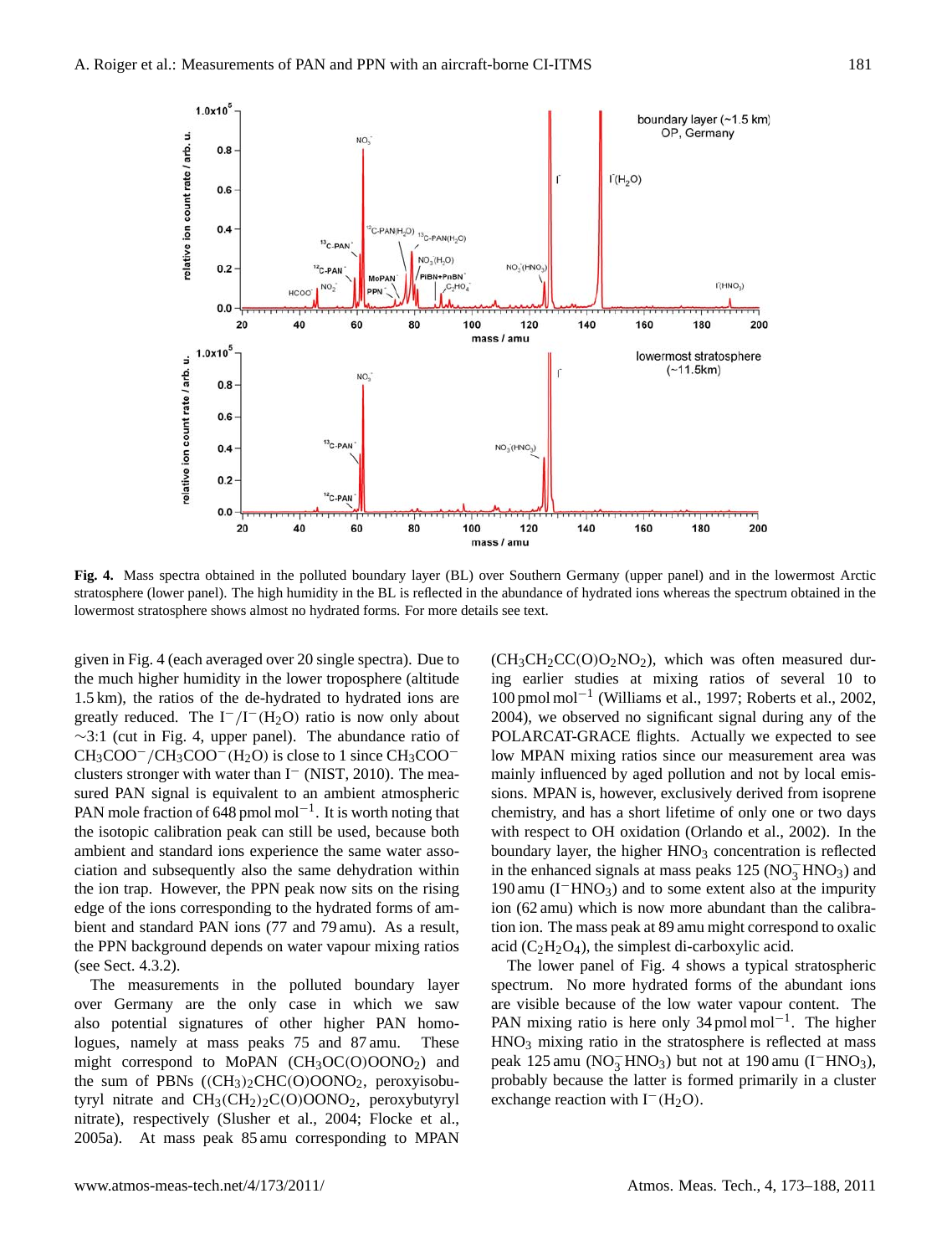**Fig. 4.** Mass spectra obtained in the polluted boundary layer (BL) over Southern Germany (upper panel) and in the lowermost Arctic stratosphere (lower panel). The high humidity in the BL is reflected in the abundance of hydrated ions whereas the spectrum obtained in the lowermost stratosphere shows almost no hydrated forms. For more details see text.

given in Fig. 4 (each averaged over 20 single spectra). Due to the much higher humidity in the lower troposphere (altitude 1.5 km), the ratios of the de-hydrated to hydrated ions are greatly reduced. The $I^-/I^-(H_2O)$ ratio is now only about ∼3:1 (cut in Fig. 4, upper panel). The abundance ratio of $CH_3COO^-/CH_3COO^-(H_2O)$ is close to 1 since $CH_3COO^-$ clusters stronger with water than $I^-$ (NIST, 2010). The measured PAN signal is equivalent to an ambient atmospheric PAN mole fraction of 648 pmol mol$^{-1}$. It is worth noting that the isotopic calibration peak can still be used, because both ambient and standard ions experience the same water association and subsequently also the same dehydration within the ion trap. However, the PPN peak now sits on the rising edge of the ions corresponding to the hydrated forms of ambient and standard PAN ions (77 and 79 amu). As a result, the PPN background depends on water vapour mixing ratios (see Sect. 4.3.2).

The measurements in the polluted boundary layer over Germany are the only case in which we saw also potential signatures of other higher PAN homologues, namely at mass peaks 75 and 87 amu. These might correspond to MoPAN ($CH_3OC(O)OONO_2$) and the sum of PBNs ($(CH_3)_2CHC(O)OONO_2$, peroxyisobutyryl nitrate and $CH_3(CH_2)_2C(O)OONO_2$, peroxybutyryl nitrate), respectively (Slusher et al., 2004; Flocke et al., 2005a). At mass peak 85 amu corresponding to MPAN ($CH_3CH_2CC(O)O_2NO_2$), which was often measured during earlier studies at mixing ratios of several 10 to 100 pmol mol$^{-1}$ (Williams et al., 1997; Roberts et al., 2002, 2004), we observed no significant signal during any of the POLARCAT-GRACE flights. Actually we expected to see low MPAN mixing ratios since our measurement area was mainly influenced by aged pollution and not by local emissions. MPAN is, however, exclusively derived from isoprene chemistry, and has a short lifetime of only one or two days with respect to OH oxidation (Orlando et al., 2002). In the boundary layer, the higher $HNO_3$ concentration is reflected in the enhanced signals at mass peaks 125 ($NO_3^-HNO_3$) and 190 amu ($I^-HNO_3$) and to some extent also at the impurity ion (62 amu) which is now more abundant than the calibration ion. The mass peak at 89 amu might correspond to oxalic acid ($C_2H_2O_4$), the simplest di-carboxylic acid.

The lower panel of Fig. 4 shows a typical stratospheric spectrum. No more hydrated forms of the abundant ions are visible because of the low water vapour content. The PAN mixing ratio is here only 34 pmol mol$^{-1}$. The higher $HNO_3$ mixing ratio in the stratosphere is reflected at mass peak 125 amu ($NO_3^-HNO_3$) but not at 190 amu ($I^-HNO_3$), probably because the latter is formed primarily in a cluster exchange reaction with $I^-(H_2O)$.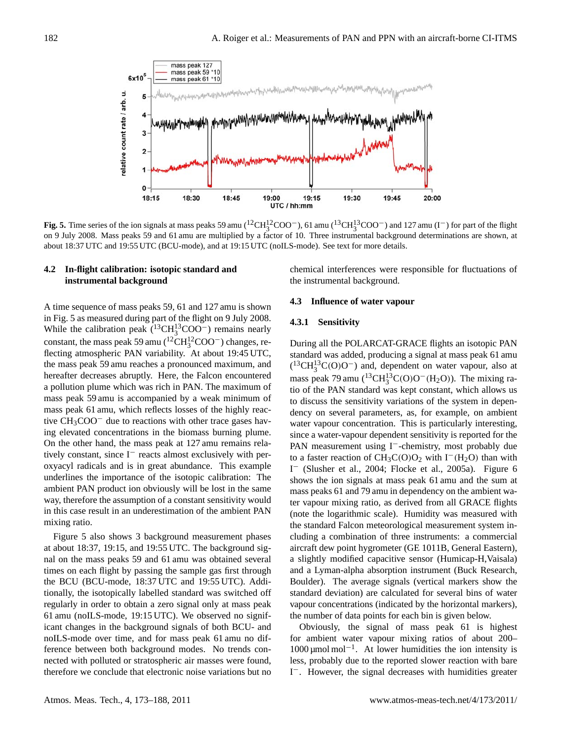Fig. 5. Time series of the ion signals at mass peaks 59 amu ($^{12}CH_3^{12}COO^-$), 61 amu ($^{13}CH_3^{13}COO^-$) and 127 amu ($I^-$) for part of the flight on 9 July 2008. Mass peaks 59 and 61 amu are multiplied by a factor of 10. Three instrumental background determinations are shown, at about 18:37 UTC and 19:55 UTC (BCU-mode), and at 19:15 UTC (noILS-mode). See text for more details.

### 4.2 In-flight calibration: isotopic standard and instrumental background

A time sequence of mass peaks 59, 61 and 127 amu is shown in Fig. 5 as measured during part of the flight on 9 July 2008. While the calibration peak ($^{13}CH_3^{13}COO^-$) remains nearly constant, the mass peak 59 amu ($^{12}CH_3^{12}COO^-$) changes, reflecting atmospheric PAN variability. At about 19:45 UTC, the mass peak 59 amu reaches a pronounced maximum, and hereafter decreases abruptly. Here, the Falcon encountered a pollution plume which was rich in PAN. The maximum of mass peak 59 amu is accompanied by a weak minimum of mass peak 61 amu, which reflects losses of the highly reactive $CH_3COO^-$ due to reactions with other trace gases having elevated concentrations in the biomass burning plume. On the other hand, the mass peak at 127 amu remains relatively constant, since $I^-$ reacts almost exclusively with peroxyacyl radicals and is in great abundance. This example underlines the importance of the isotopic calibration: The ambient PAN product ion obviously will be lost in the same way, therefore the assumption of a constant sensitivity would in this case result in an underestimation of the ambient PAN mixing ratio.

Figure 5 also shows 3 background measurement phases at about 18:37, 19:15, and 19:55 UTC. The background signal on the mass peaks 59 and 61 amu was obtained several times on each flight by passing the sample gas first through the BCU (BCU-mode, 18:37 UTC and 19:55 UTC). Additionally, the isotopically labelled standard was switched off regularly in order to obtain a zero signal only at mass peak 61 amu (noILS-mode, 19:15 UTC). We observed no significant changes in the background signals of both BCU- and noILS-mode over time, and for mass peak 61 amu no difference between both background modes. No trends connected with polluted or stratospheric air masses were found, therefore we conclude that electronic noise variations but no chemical interferences were responsible for fluctuations of the instrumental background.

### 4.3 Influence of water vapour

#### 4.3.1 Sensitivity

During all the POLARCAT-GRACE flights an isotopic PAN standard was added, producing a signal at mass peak 61 amu ($^{13}CH_3^{13}C(O)O^-$) and, dependent on water vapour, also at mass peak 79 amu ($^{13}CH_3^{13}C(O)O^-(H_2O)$). The mixing ratio of the PAN standard was kept constant, which allows us to discuss the sensitivity variations of the system in dependency on several parameters, as, for example, on ambient water vapour concentration. This is particularly interesting, since a water-vapour dependent sensitivity is reported for the PAN measurement using $I^-$-chemistry, most probably due to a faster reaction of $CH_3C(O)O_2$ with $I^-(H_2O)$ than with $I^-$ (Slusher et al., 2004; Flocke et al., 2005a). Figure 6 shows the ion signals at mass peak 61 amu and the sum at mass peaks 61 and 79 amu in dependency on the ambient water vapour mixing ratio, as derived from all GRACE flights (note the logarithmic scale). Humidity was measured with the standard Falcon meteorological measurement system including a combination of three instruments: a commercial aircraft dew point hygrometer (GE 1011B, General Eastern), a slightly modified capacitive sensor (Humicap-H,Vaisala) and a Lyman-alpha absorption instrument (Buck Research, Boulder). The average signals (vertical markers show the standard deviation) are calculated for several bins of water vapour concentrations (indicated by the horizontal markers), the number of data points for each bin is given below.

Obviously, the signal of mass peak 61 is highest for ambient water vapour mixing ratios of about 200–1000 $\mu mol\,mol^{-1}$. At lower humidities the ion intensity is less, probably due to the reported slower reaction with bare $I^-$. However, the signal decreases with humidities greater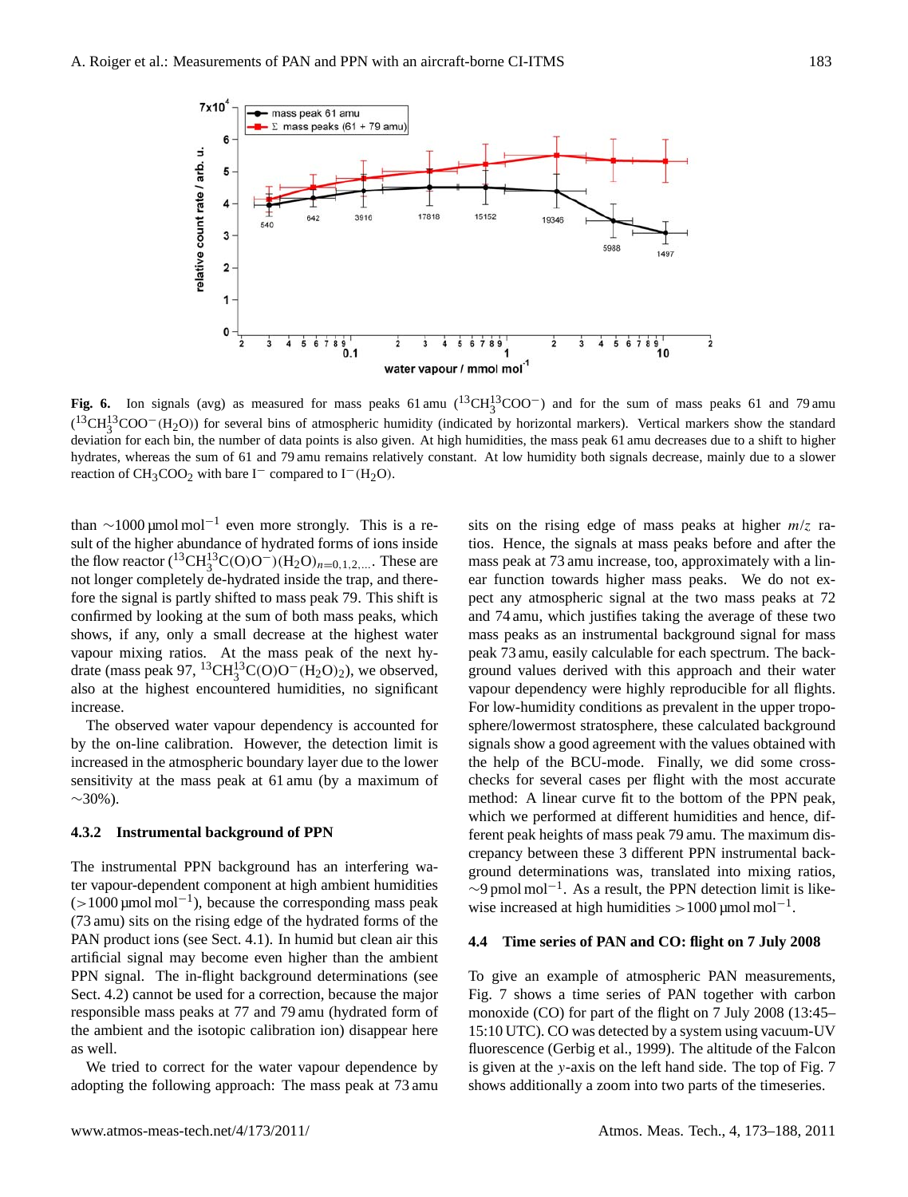**Fig. 6.** Ion signals (avg) as measured for mass peaks 61 amu ($^{13}CH_3^{13}COO^-$) and for the sum of mass peaks 61 and 79 amu ($^{13}CH_3^{13}COO^-(H_2O)$) for several bins of atmospheric humidity (indicated by horizontal markers). Vertical markers show the standard deviation for each bin, the number of data points is also given. At high humidities, the mass peak 61 amu decreases due to a shift to higher hydrates, whereas the sum of 61 and 79 amu remains relatively constant. At low humidity both signals decrease, mainly due to a slower reaction of $CH_3COO_2$ with bare $I^-$ compared to $I^-(H_2O)$.

than ∼1000 µmol mol$^{-1}$ even more strongly. This is a result of the higher abundance of hydrated forms of ions inside the flow reactor ($(^{13}CH_3^{13}C(O)O^-)(H_2O)_{n=0,1,2,...}$. These are not longer completely de-hydrated inside the trap, and therefore the signal is partly shifted to mass peak 79. This shift is confirmed by looking at the sum of both mass peaks, which shows, if any, only a small decrease at the highest water vapour mixing ratios. At the mass peak of the next hydrate (mass peak 97, $^{13}CH_3^{13}C(O)O^-(H_2O)_2$), we observed, also at the highest encountered humidities, no significant increase.

The observed water vapour dependency is accounted for by the on-line calibration. However, the detection limit is increased in the atmospheric boundary layer due to the lower sensitivity at the mass peak at 61 amu (by a maximum of ∼30%).

#### 4.3.2 Instrumental background of PPN

The instrumental PPN background has an interfering water vapour-dependent component at high ambient humidities (>1000 µmol mol$^{-1}$), because the corresponding mass peak (73 amu) sits on the rising edge of the hydrated forms of the PAN product ions (see Sect. 4.1). In humid but clean air this artificial signal may become even higher than the ambient PPN signal. The in-flight background determinations (see Sect. 4.2) cannot be used for a correction, because the major responsible mass peaks at 77 and 79 amu (hydrated form of the ambient and the isotopic calibration ion) disappear here as well.

We tried to correct for the water vapour dependence by adopting the following approach: The mass peak at 73 amu sits on the rising edge of mass peaks at higher $m/z$ ratios. Hence, the signals at mass peaks before and after the mass peak at 73 amu increase, too, approximately with a linear function towards higher mass peaks. We do not expect any atmospheric signal at the two mass peaks at 72 and 74 amu, which justifies taking the average of these two mass peaks as an instrumental background signal for mass peak 73 amu, easily calculable for each spectrum. The background values derived with this approach and their water vapour dependency were highly reproducible for all flights. For low-humidity conditions as prevalent in the upper troposphere/lowermost stratosphere, these calculated background signals show a good agreement with the values obtained with the help of the BCU-mode. Finally, we did some cross-checks for several cases per flight with the most accurate method: A linear curve fit to the bottom of the PPN peak, which we performed at different humidities and hence, different peak heights of mass peak 79 amu. The maximum discrepancy between these 3 different PPN instrumental background determinations was, translated into mixing ratios, ∼9 pmol mol$^{-1}$. As a result, the PPN detection limit is likewise increased at high humidities >1000 µmol mol$^{-1}$.

### 4.4 Time series of PAN and CO: flight on 7 July 2008

To give an example of atmospheric PAN measurements, Fig. 7 shows a time series of PAN together with carbon monoxide (CO) for part of the flight on 7 July 2008 (13:45–15:10 UTC). CO was detected by a system using vacuum-UV fluorescence (Gerbig et al., 1999). The altitude of the Falcon is given at the $y$-axis on the left hand side. The top of Fig. 7 shows additionally a zoom into two parts of the timeseries.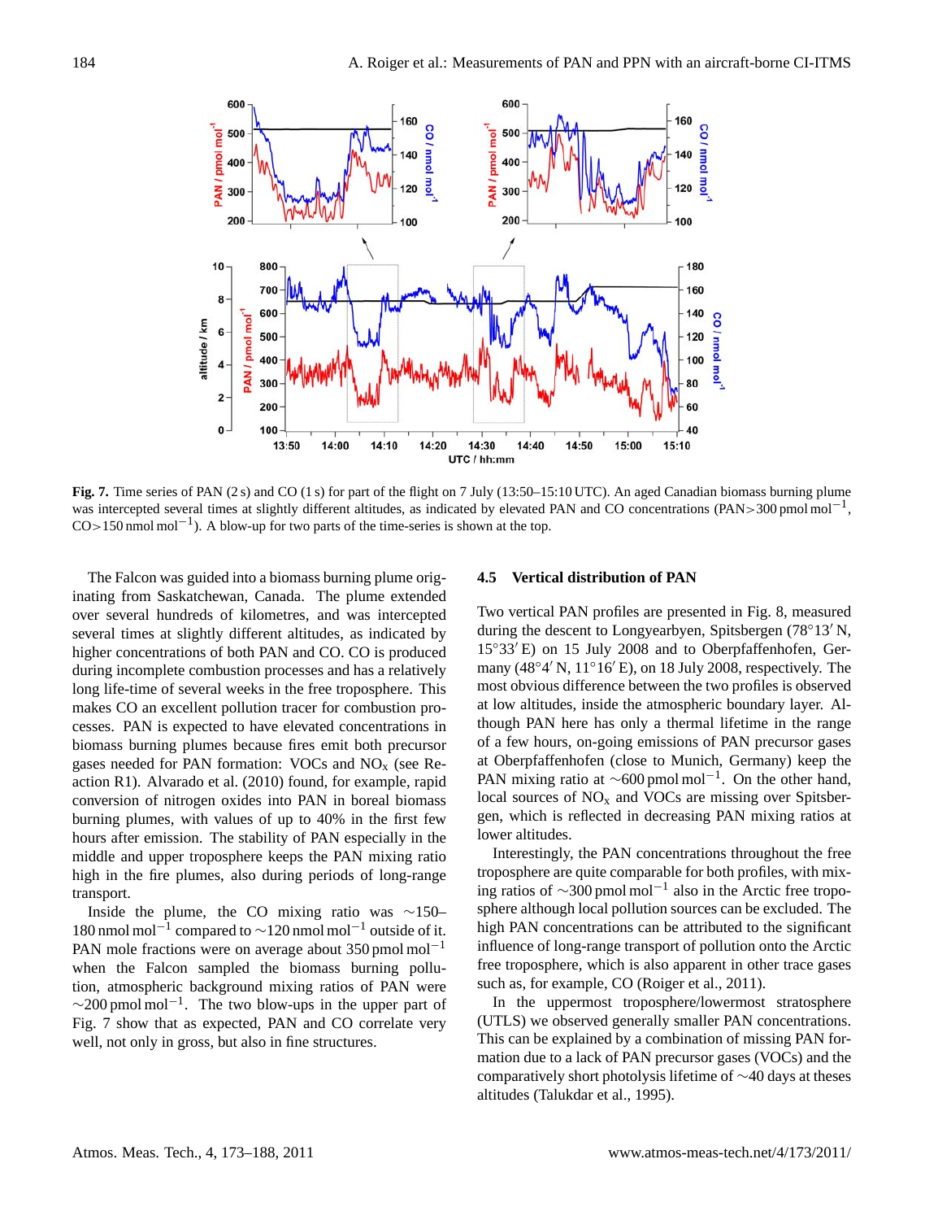**Fig. 7.** Time series of PAN (2 s) and CO (1 s) for part of the flight on 7 July (13:50–15:10 UTC). An aged Canadian biomass burning plume was intercepted several times at slightly different altitudes, as indicated by elevated PAN and CO concentrations (PAN>300 pmol mol$^{-1}$, CO>150 nmol mol$^{-1}$). A blow-up for two parts of the time-series is shown at the top.

The Falcon was guided into a biomass burning plume originating from Saskatchewan, Canada. The plume extended over several hundreds of kilometres, and was intercepted several times at slightly different altitudes, as indicated by higher concentrations of both PAN and CO. CO is produced during incomplete combustion processes and has a relatively long life-time of several weeks in the free troposphere. This makes CO an excellent pollution tracer for combustion processes. PAN is expected to have elevated concentrations in biomass burning plumes because fires emit both precursor gases needed for PAN formation: VOCs and $NO_x$ (see Reaction R1). Alvarado et al. (2010) found, for example, rapid conversion of nitrogen oxides into PAN in boreal biomass burning plumes, with values of up to 40% in the first few hours after emission. The stability of PAN especially in the middle and upper troposphere keeps the PAN mixing ratio high in the fire plumes, also during periods of long-range transport.

Inside the plume, the CO mixing ratio was ~150–180 nmol mol$^{-1}$ compared to ~120 nmol mol$^{-1}$ outside of it. PAN mole fractions were on average about 350 pmol mol$^{-1}$ when the Falcon sampled the biomass burning pollution, atmospheric background mixing ratios of PAN were ~200 pmol mol$^{-1}$. The two blow-ups in the upper part of Fig. 7 show that as expected, PAN and CO correlate very well, not only in gross, but also in fine structures.

### 4.5 Vertical distribution of PAN

Two vertical PAN profiles are presented in Fig. 8, measured during the descent to Longyearbyen, Spitsbergen (78°13′ N, 15°33′ E) on 15 July 2008 and to Oberpfaffenhofen, Germany (48°4′ N, 11°16′ E), on 18 July 2008, respectively. The most obvious difference between the two profiles is observed at low altitudes, inside the atmospheric boundary layer. Although PAN here has only a thermal lifetime in the range of a few hours, on-going emissions of PAN precursor gases at Oberpfaffenhofen (close to Munich, Germany) keep the PAN mixing ratio at ~600 pmol mol$^{-1}$. On the other hand, local sources of $NO_x$ and VOCs are missing over Spitsbergen, which is reflected in decreasing PAN mixing ratios at lower altitudes.

Interestingly, the PAN concentrations throughout the free troposphere are quite comparable for both profiles, with mixing ratios of ~300 pmol mol$^{-1}$ also in the Arctic free troposphere although local pollution sources can be excluded. The high PAN concentrations can be attributed to the significant influence of long-range transport of pollution onto the Arctic free troposphere, which is also apparent in other trace gases such as, for example, CO (Roiger et al., 2011).

In the uppermost troposphere/lowermost stratosphere (UTLS) we observed generally smaller PAN concentrations. This can be explained by a combination of missing PAN formation due to a lack of PAN precursor gases (VOCs) and the comparatively short photolysis lifetime of ~40 days at theses altitudes (Talukdar et al., 1995).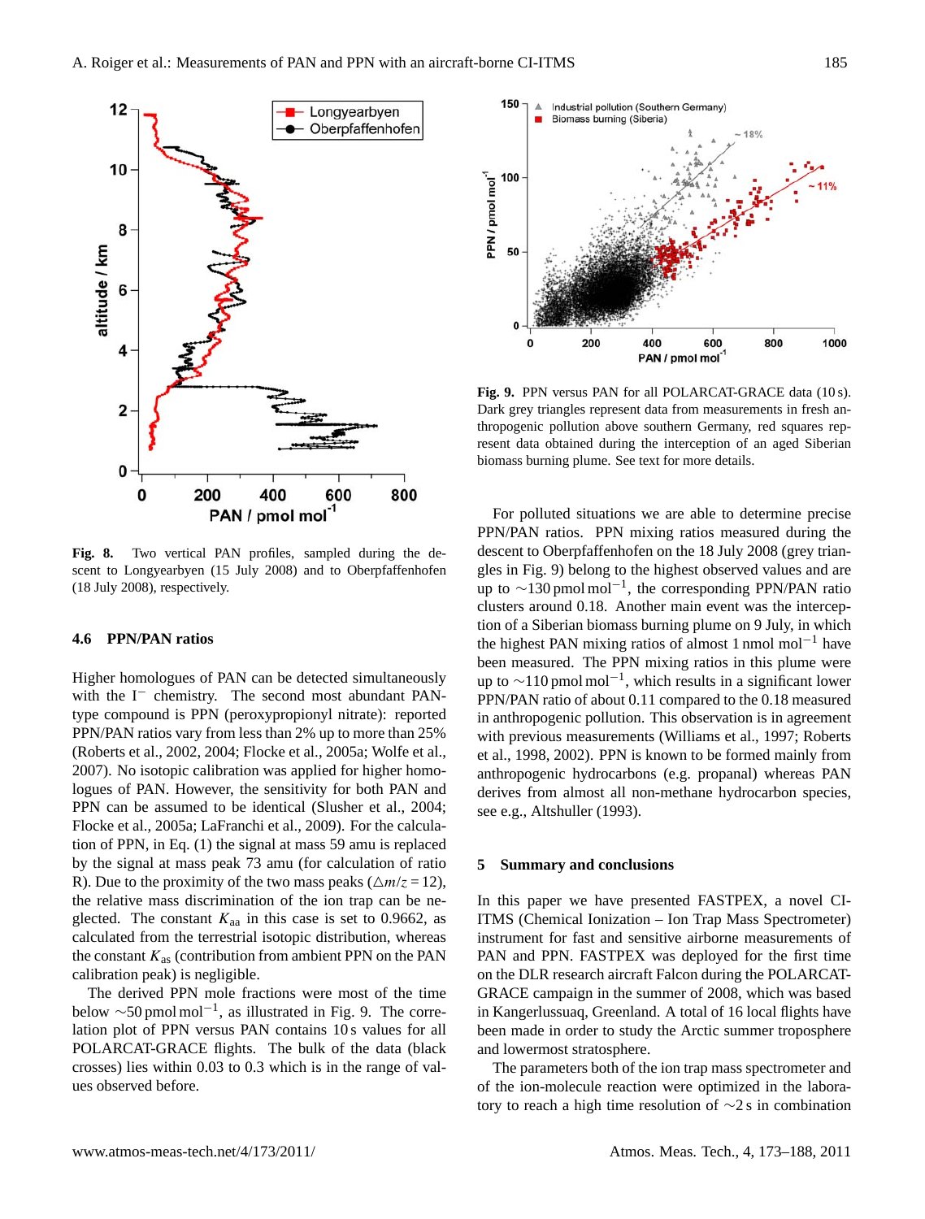**Fig. 8.** Two vertical PAN profiles, sampled during the descent to Longyearbyen (15 July 2008) and to Oberpfaffenhofen (18 July 2008), respectively.

### 4.6 PPN/PAN ratios

Higher homologues of PAN can be detected simultaneously with the $I^-$ chemistry. The second most abundant PAN-type compound is PPN (peroxypropionyl nitrate): reported PPN/PAN ratios vary from less than 2% up to more than 25% (Roberts et al., 2002, 2004; Flocke et al., 2005a; Wolfe et al., 2007). No isotopic calibration was applied for higher homologues of PAN. However, the sensitivity for both PAN and PPN can be assumed to be identical (Slusher et al., 2004; Flocke et al., 2005a; LaFranchi et al., 2009). For the calculation of PPN, in Eq. (1) the signal at mass 59 amu is replaced by the signal at mass peak 73 amu (for calculation of ratio R). Due to the proximity of the two mass peaks ($\triangle m/z = 12$), the relative mass discrimination of the ion trap can be neglected. The constant $K_{aa}$ in this case is set to 0.9662, as calculated from the terrestrial isotopic distribution, whereas the constant $K_{as}$ (contribution from ambient PPN on the PAN calibration peak) is negligible.

The derived PPN mole fractions were most of the time below $\sim$50 pmol mol$^{-1}$, as illustrated in Fig. 9. The correlation plot of PPN versus PAN contains 10 s values for all POLARCAT-GRACE flights. The bulk of the data (black crosses) lies within 0.03 to 0.3 which is in the range of values observed before.

**Fig. 9.** PPN versus PAN for all POLARCAT-GRACE data (10 s). Dark grey triangles represent data from measurements in fresh anthropogenic pollution above southern Germany, red squares represent data obtained during the interception of an aged Siberian biomass burning plume. See text for more details.

For polluted situations we are able to determine precise PPN/PAN ratios. PPN mixing ratios measured during the descent to Oberpfaffenhofen on the 18 July 2008 (grey triangles in Fig. 9) belong to the highest observed values and are up to $\sim$130 pmol mol$^{-1}$, the corresponding PPN/PAN ratio clusters around 0.18. Another main event was the interception of a Siberian biomass burning plume on 9 July, in which the highest PAN mixing ratios of almost 1 nmol mol$^{-1}$ have been measured. The PPN mixing ratios in this plume were up to $\sim$110 pmol mol$^{-1}$, which results in a significant lower PPN/PAN ratio of about 0.11 compared to the 0.18 measured in anthropogenic pollution. This observation is in agreement with previous measurements (Williams et al., 1997; Roberts et al., 1998, 2002). PPN is known to be formed mainly from anthropogenic hydrocarbons (e.g. propanal) whereas PAN derives from almost all non-methane hydrocarbon species, see e.g., Altshuller (1993).

## 5 Summary and conclusions

In this paper we have presented FASTPEX, a novel CI-ITMS (Chemical Ionization – Ion Trap Mass Spectrometer) instrument for fast and sensitive airborne measurements of PAN and PPN. FASTPEX was deployed for the first time on the DLR research aircraft Falcon during the POLARCAT-GRACE campaign in the summer of 2008, which was based in Kangerlussuaq, Greenland. A total of 16 local flights have been made in order to study the Arctic summer troposphere and lowermost stratosphere.

The parameters both of the ion trap mass spectrometer and of the ion-molecule reaction were optimized in the laboratory to reach a high time resolution of $\sim$2 s in combination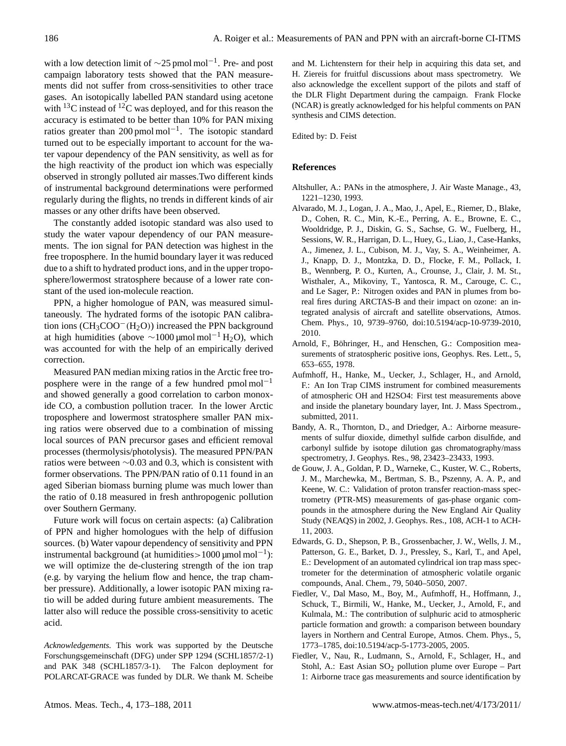with a low detection limit of ∼25 pmol mol$^{-1}$. Pre- and post campaign laboratory tests showed that the PAN measurements did not suffer from cross-sensitivities to other trace gases. An isotopically labelled PAN standard using acetone with $^{13}$C instead of $^{12}$C was deployed, and for this reason the accuracy is estimated to be better than 10% for PAN mixing ratios greater than 200 pmol mol$^{-1}$. The isotopic standard turned out to be especially important to account for the water vapour dependency of the PAN sensitivity, as well as for the high reactivity of the product ion which was especially observed in strongly polluted air masses.Two different kinds of instrumental background determinations were performed regularly during the flights, no trends in different kinds of air masses or any other drifts have been observed.

The constantly added isotopic standard was also used to study the water vapour dependency of our PAN measurements. The ion signal for PAN detection was highest in the free troposphere. In the humid boundary layer it was reduced due to a shift to hydrated product ions, and in the upper troposphere/lowermost stratosphere because of a lower rate constant of the used ion-molecule reaction.

PPN, a higher homologue of PAN, was measured simultaneously. The hydrated forms of the isotopic PAN calibration ions ($CH_3COO^-(H_2O)$) increased the PPN background at high humidities (above ∼1000 µmol mol$^{-1}$ $H_2O$), which was accounted for with the help of an empirically derived correction.

Measured PAN median mixing ratios in the Arctic free troposphere were in the range of a few hundred pmol mol$^{-1}$ and showed generally a good correlation to carbon monoxide CO, a combustion pollution tracer. In the lower Arctic troposphere and lowermost stratosphere smaller PAN mixing ratios were observed due to a combination of missing local sources of PAN precursor gases and efficient removal processes (thermolysis/photolysis). The measured PPN/PAN ratios were between ∼0.03 and 0.3, which is consistent with former observations. The PPN/PAN ratio of 0.11 found in an aged Siberian biomass burning plume was much lower than the ratio of 0.18 measured in fresh anthropogenic pollution over Southern Germany.

Future work will focus on certain aspects: (a) Calibration of PPN and higher homologues with the help of diffusion sources. (b) Water vapour dependency of sensitivity and PPN instrumental background (at humidities>1000 µmol mol$^{-1}$): we will optimize the de-clustering strength of the ion trap (e.g. by varying the helium flow and hence, the trap chamber pressure). Additionally, a lower isotopic PAN mixing ratio will be added during future ambient measurements. The latter also will reduce the possible cross-sensitivity to acetic acid.

*Acknowledgements.* This work was supported by the Deutsche Forschungsgemeinschaft (DFG) under SPP 1294 (SCHL1857/2-1) and PAK 348 (SCHL1857/3-1). The Falcon deployment for POLARCAT-GRACE was funded by DLR. We thank M. Scheibe and M. Lichtenstern for their help in acquiring this data set, and H. Ziereis for fruitful discussions about mass spectrometry. We also acknowledge the excellent support of the pilots and staff of the DLR Flight Department during the campaign. Frank Flocke (NCAR) is greatly acknowledged for his helpful comments on PAN synthesis and CIMS detection.

Edited by: D. Feist

## References

Altshuller, A.: PANs in the atmosphere, J. Air Waste Manage., 43, 1221–1230, 1993.

Alvarado, M. J., Logan, J. A., Mao, J., Apel, E., Riemer, D., Blake, D., Cohen, R. C., Min, K.-E., Perring, A. E., Browne, E. C., Wooldridge, P. J., Diskin, G. S., Sachse, G. W., Fuelberg, H., Sessions, W. R., Harrigan, D. L., Huey, G., Liao, J., Case-Hanks, A., Jimenez, J. L., Cubison, M. J., Vay, S. A., Weinheimer, A. J., Knapp, D. J., Montzka, D. D., Flocke, F. M., Pollack, I. B., Wennberg, P. O., Kurten, A., Crounse, J., Clair, J. M. St., Wisthaler, A., Mikoviny, T., Yantosca, R. M., Carouge, C. C., and Le Sager, P.: Nitrogen oxides and PAN in plumes from boreal fires during ARCTAS-B and their impact on ozone: an integrated analysis of aircraft and satellite observations, Atmos. Chem. Phys., 10, 9739–9760, doi:10.5194/acp-10-9739-2010, 2010.

Arnold, F., Böhringer, H., and Henschen, G.: Composition measurements of stratospheric positive ions, Geophys. Res. Lett., 5, 653–655, 1978.

Aufmhoff, H., Hanke, M., Uecker, J., Schlager, H., and Arnold, F.: An Ion Trap CIMS instrument for combined measurements of atmospheric OH and H2SO4: First test measurements above and inside the planetary boundary layer, Int. J. Mass Spectrom., submitted, 2011.

Bandy, A. R., Thornton, D., and Driedger, A.: Airborne measurements of sulfur dioxide, dimethyl sulfide carbon disulfide, and carbonyl sulfide by isotope dilution gas chromatography/mass spectrometry, J. Geophys. Res., 98, 23423–23433, 1993.

de Gouw, J. A., Goldan, P. D., Warneke, C., Kuster, W. C., Roberts, J. M., Marchewka, M., Bertman, S. B., Pszenny, A. A. P., and Keene, W. C.: Validation of proton transfer reaction-mass spectrometry (PTR-MS) measurements of gas-phase organic compounds in the atmosphere during the New England Air Quality Study (NEAQS) in 2002, J. Geophys. Res., 108, ACH-1 to ACH-11, 2003.

Edwards, G. D., Shepson, P. B., Grossenbacher, J. W., Wells, J. M., Patterson, G. E., Barket, D. J., Pressley, S., Karl, T., and Apel, E.: Development of an automated cylindrical ion trap mass spectrometer for the determination of atmospheric volatile organic compounds, Anal. Chem., 79, 5040–5050, 2007.

Fiedler, V., Dal Maso, M., Boy, M., Aufmhoff, H., Hoffmann, J., Schuck, T., Birmili, W., Hanke, M., Uecker, J., Arnold, F., and Kulmala, M.: The contribution of sulphuric acid to atmospheric particle formation and growth: a comparison between boundary layers in Northern and Central Europe, Atmos. Chem. Phys., 5, 1773–1785, doi:10.5194/acp-5-1773-2005, 2005.

Fiedler, V., Nau, R., Ludmann, S., Arnold, F., Schlager, H., and Stohl, A.: East Asian $SO_2$ pollution plume over Europe – Part 1: Airborne trace gas measurements and source identification by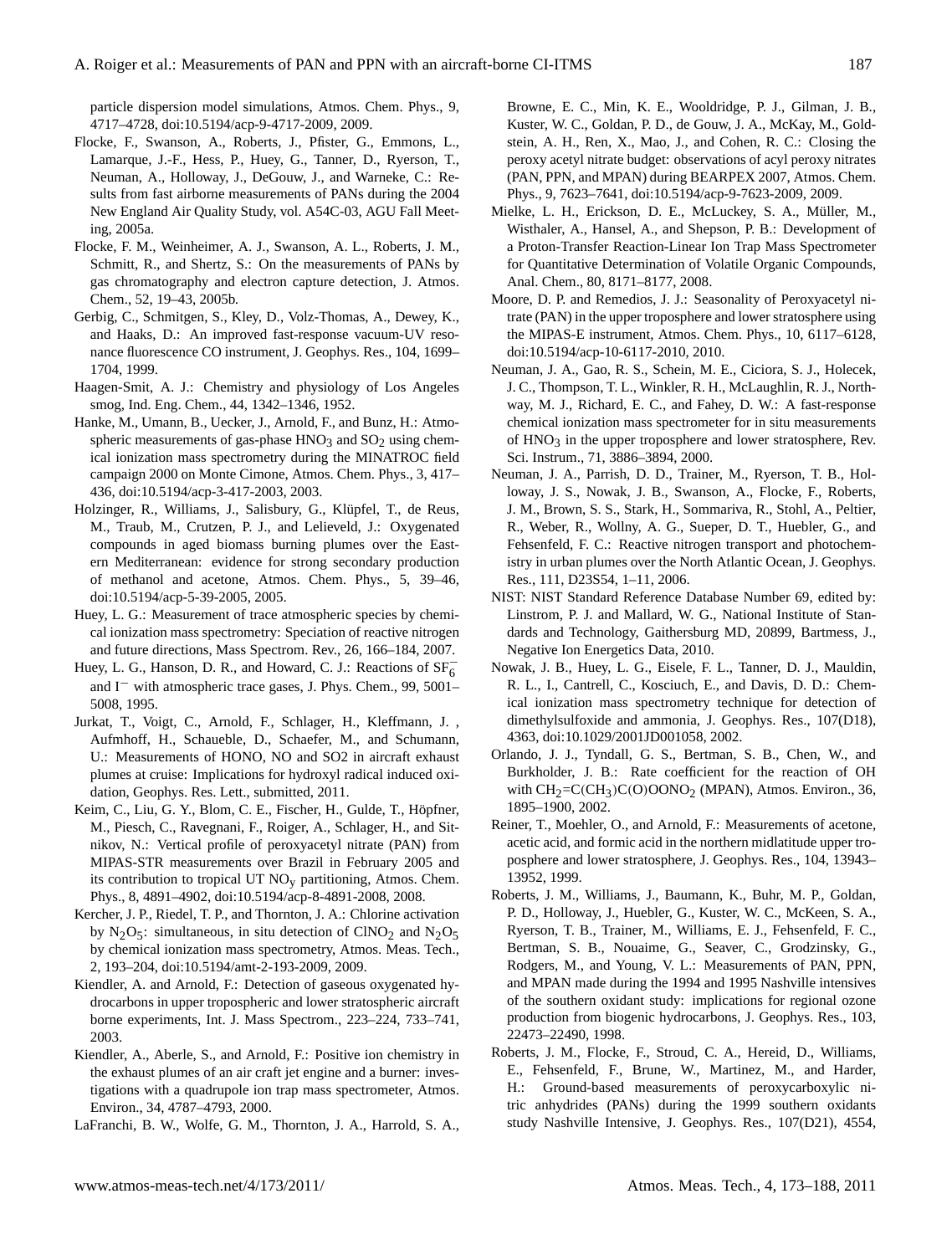particle dispersion model simulations, Atmos. Chem. Phys., 9, 4717–4728, doi:10.5194/acp-9-4717-2009, 2009.

Flocke, F., Swanson, A., Roberts, J., Pfister, G., Emmons, L., Lamarque, J.-F., Hess, P., Huey, G., Tanner, D., Ryerson, T., Neuman, A., Holloway, J., DeGouw, J., and Warneke, C.: Results from fast airborne measurements of PANs during the 2004 New England Air Quality Study, vol. A54C-03, AGU Fall Meeting, 2005a.

Flocke, F. M., Weinheimer, A. J., Swanson, A. L., Roberts, J. M., Schmitt, R., and Shertz, S.: On the measurements of PANs by gas chromatography and electron capture detection, J. Atmos. Chem., 52, 19–43, 2005b.

Gerbig, C., Schmitgen, S., Kley, D., Volz-Thomas, A., Dewey, K., and Haaks, D.: An improved fast-response vacuum-UV resonance fluorescence CO instrument, J. Geophys. Res., 104, 1699–1704, 1999.

Haagen-Smit, A. J.: Chemistry and physiology of Los Angeles smog, Ind. Eng. Chem., 44, 1342–1346, 1952.

Hanke, M., Umann, B., Uecker, J., Arnold, F., and Bunz, H.: Atmospheric measurements of gas-phase $HNO_3$ and $SO_2$ using chemical ionization mass spectrometry during the MINATROC field campaign 2000 on Monte Cimone, Atmos. Chem. Phys., 3, 417–436, doi:10.5194/acp-3-417-2003, 2003.

Holzinger, R., Williams, J., Salisbury, G., Klüpfel, T., de Reus, M., Traub, M., Crutzen, P. J., and Lelieveld, J.: Oxygenated compounds in aged biomass burning plumes over the Eastern Mediterranean: evidence for strong secondary production of methanol and acetone, Atmos. Chem. Phys., 5, 39–46, doi:10.5194/acp-5-39-2005, 2005.

Huey, L. G.: Measurement of trace atmospheric species by chemical ionization mass spectrometry: Speciation of reactive nitrogen and future directions, Mass Spectrom. Rev., 26, 166–184, 2007.

Huey, L. G., Hanson, D. R., and Howard, C. J.: Reactions of $SF_6^-$ and $I^-$ with atmospheric trace gases, J. Phys. Chem., 99, 5001–5008, 1995.

Jurkat, T., Voigt, C., Arnold, F., Schlager, H., Kleffmann, J. , Aufmhoff, H., Schaueble, D., Schaefer, M., and Schumann, U.: Measurements of HONO, NO and SO2 in aircraft exhaust plumes at cruise: Implications for hydroxyl radical induced oxidation, Geophys. Res. Lett., submitted, 2011.

Keim, C., Liu, G. Y., Blom, C. E., Fischer, H., Gulde, T., Höpfner, M., Piesch, C., Ravegnani, F., Roiger, A., Schlager, H., and Sitnikov, N.: Vertical profile of peroxyacetyl nitrate (PAN) from MIPAS-STR measurements over Brazil in February 2005 and its contribution to tropical UT $NO_y$ partitioning, Atmos. Chem. Phys., 8, 4891–4902, doi:10.5194/acp-8-4891-2008, 2008.

Kercher, J. P., Riedel, T. P., and Thornton, J. A.: Chlorine activation by $N_2O_5$: simultaneous, in situ detection of $ClNO_2$ and $N_2O_5$ by chemical ionization mass spectrometry, Atmos. Meas. Tech., 2, 193–204, doi:10.5194/amt-2-193-2009, 2009.

Kiendler, A. and Arnold, F.: Detection of gaseous oxygenated hydrocarbons in upper tropospheric and lower stratospheric aircraft borne experiments, Int. J. Mass Spectrom., 223–224, 733–741, 2003.

Kiendler, A., Aberle, S., and Arnold, F.: Positive ion chemistry in the exhaust plumes of an air craft jet engine and a burner: investigations with a quadrupole ion trap mass spectrometer, Atmos. Environ., 34, 4787–4793, 2000.

LaFranchi, B. W., Wolfe, G. M., Thornton, J. A., Harrold, S. A., Browne, E. C., Min, K. E., Wooldridge, P. J., Gilman, J. B., Kuster, W. C., Goldan, P. D., de Gouw, J. A., McKay, M., Goldstein, A. H., Ren, X., Mao, J., and Cohen, R. C.: Closing the peroxy acetyl nitrate budget: observations of acyl peroxy nitrates (PAN, PPN, and MPAN) during BEARPEX 2007, Atmos. Chem. Phys., 9, 7623–7641, doi:10.5194/acp-9-7623-2009, 2009.

Mielke, L. H., Erickson, D. E., McLuckey, S. A., Müller, M., Wisthaler, A., Hansel, A., and Shepson, P. B.: Development of a Proton-Transfer Reaction-Linear Ion Trap Mass Spectrometer for Quantitative Determination of Volatile Organic Compounds, Anal. Chem., 80, 8171–8177, 2008.

Moore, D. P. and Remedios, J. J.: Seasonality of Peroxyacetyl nitrate (PAN) in the upper troposphere and lower stratosphere using the MIPAS-E instrument, Atmos. Chem. Phys., 10, 6117–6128, doi:10.5194/acp-10-6117-2010, 2010.

Neuman, J. A., Gao, R. S., Schein, M. E., Ciciora, S. J., Holecek, J. C., Thompson, T. L., Winkler, R. H., McLaughlin, R. J., Northway, M. J., Richard, E. C., and Fahey, D. W.: A fast-response chemical ionization mass spectrometer for in situ measurements of $HNO_3$ in the upper troposphere and lower stratosphere, Rev. Sci. Instrum., 71, 3886–3894, 2000.

Neuman, J. A., Parrish, D. D., Trainer, M., Ryerson, T. B., Holloway, J. S., Nowak, J. B., Swanson, A., Flocke, F., Roberts, J. M., Brown, S. S., Stark, H., Sommariva, R., Stohl, A., Peltier, R., Weber, R., Wollny, A. G., Sueper, D. T., Huebler, G., and Fehsenfeld, F. C.: Reactive nitrogen transport and photochemistry in urban plumes over the North Atlantic Ocean, J. Geophys. Res., 111, D23S54, 1–11, 2006.

NIST: NIST Standard Reference Database Number 69, edited by: Linstrom, P. J. and Mallard, W. G., National Institute of Standards and Technology, Gaithersburg MD, 20899, Bartmess, J., Negative Ion Energetics Data, 2010.

Nowak, J. B., Huey, L. G., Eisele, F. L., Tanner, D. J., Mauldin, R. L., I., Cantrell, C., Kosciuch, E., and Davis, D. D.: Chemical ionization mass spectrometry technique for detection of dimethylsulfoxide and ammonia, J. Geophys. Res., 107(D18), 4363, doi:10.1029/2001JD001058, 2002.

Orlando, J. J., Tyndall, G. S., Bertman, S. B., Chen, W., and Burkholder, J. B.: Rate coefficient for the reaction of OH with $CH_2{=}C(CH_3)C(O)OONO_2$ (MPAN), Atmos. Environ., 36, 1895–1900, 2002.

Reiner, T., Moehler, O., and Arnold, F.: Measurements of acetone, acetic acid, and formic acid in the northern midlatitude upper troposphere and lower stratosphere, J. Geophys. Res., 104, 13943–13952, 1999.

Roberts, J. M., Williams, J., Baumann, K., Buhr, M. P., Goldan, P. D., Holloway, J., Huebler, G., Kuster, W. C., McKeen, S. A., Ryerson, T. B., Trainer, M., Williams, E. J., Fehsenfeld, F. C., Bertman, S. B., Nouaime, G., Seaver, C., Grodzinsky, G., Rodgers, M., and Young, V. L.: Measurements of PAN, PPN, and MPAN made during the 1994 and 1995 Nashville intensives of the southern oxidant study: implications for regional ozone production from biogenic hydrocarbons, J. Geophys. Res., 103, 22473–22490, 1998.

Roberts, J. M., Flocke, F., Stroud, C. A., Hereid, D., Williams, E., Fehsenfeld, F., Brune, W., Martinez, M., and Harder, H.: Ground-based measurements of peroxycarboxylic nitric anhydrides (PANs) during the 1999 southern oxidants study Nashville Intensive, J. Geophys. Res., 107(D21), 4554,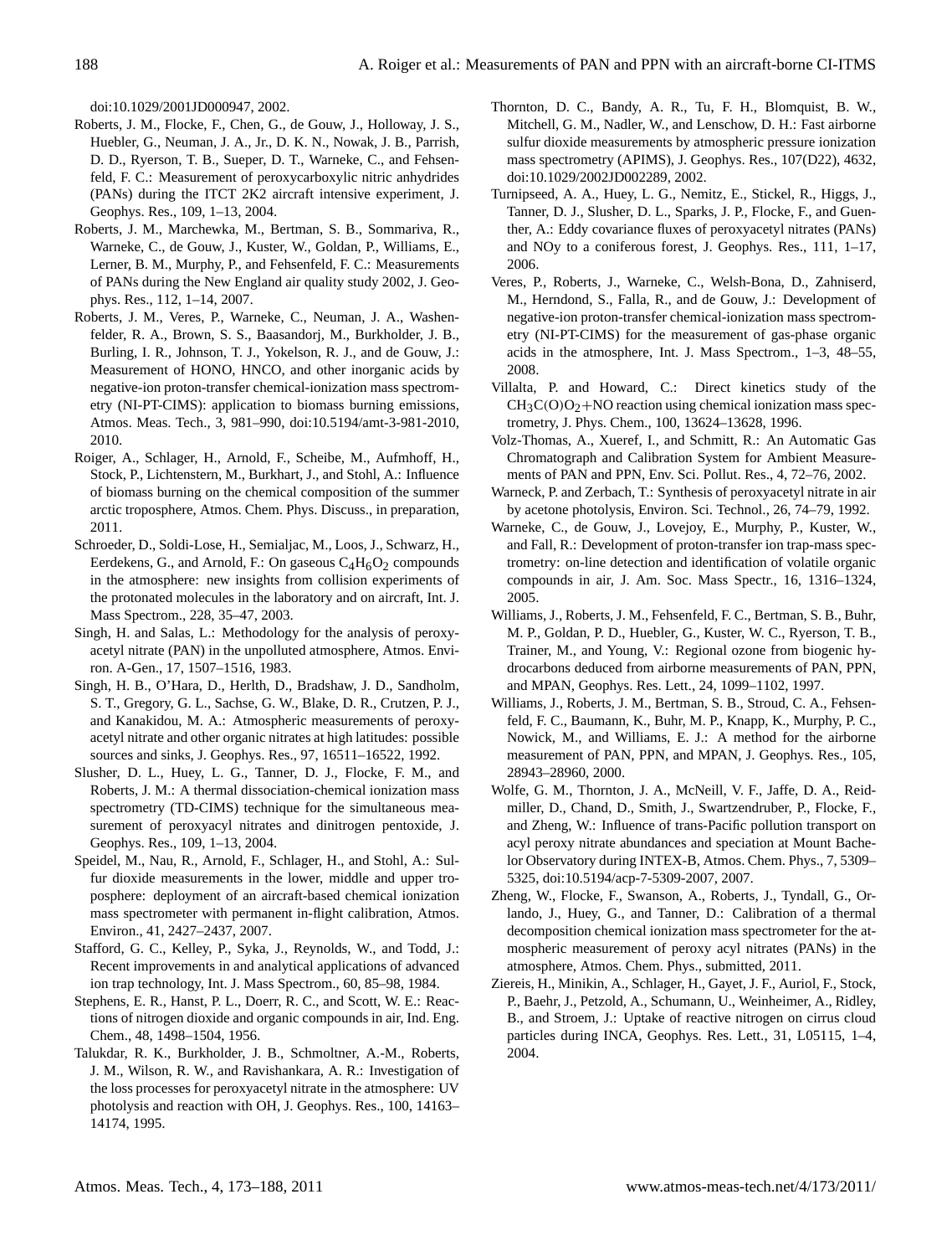doi:10.1029/2001JD000947, 2002.

Roberts, J. M., Flocke, F., Chen, G., de Gouw, J., Holloway, J. S., Huebler, G., Neuman, J. A., Jr., D. K. N., Nowak, J. B., Parrish, D. D., Ryerson, T. B., Sueper, D. T., Warneke, C., and Fehsenfeld, F. C.: Measurement of peroxycarboxylic nitric anhydrides (PANs) during the ITCT 2K2 aircraft intensive experiment, J. Geophys. Res., 109, 1–13, 2004.

Roberts, J. M., Marchewka, M., Bertman, S. B., Sommariva, R., Warneke, C., de Gouw, J., Kuster, W., Goldan, P., Williams, E., Lerner, B. M., Murphy, P., and Fehsenfeld, F. C.: Measurements of PANs during the New England air quality study 2002, J. Geophys. Res., 112, 1–14, 2007.

Roberts, J. M., Veres, P., Warneke, C., Neuman, J. A., Washenfelder, R. A., Brown, S. S., Baasandorj, M., Burkholder, J. B., Burling, I. R., Johnson, T. J., Yokelson, R. J., and de Gouw, J.: Measurement of HONO, HNCO, and other inorganic acids by negative-ion proton-transfer chemical-ionization mass spectrometry (NI-PT-CIMS): application to biomass burning emissions, Atmos. Meas. Tech., 3, 981–990, doi:10.5194/amt-3-981-2010, 2010.

Roiger, A., Schlager, H., Arnold, F., Scheibe, M., Aufmhoff, H., Stock, P., Lichtenstern, M., Burkhart, J., and Stohl, A.: Influence of biomass burning on the chemical composition of the summer arctic troposphere, Atmos. Chem. Phys. Discuss., in preparation, 2011.

Schroeder, D., Soldi-Lose, H., Semialjac, M., Loos, J., Schwarz, H., Eerdekens, G., and Arnold, F.: On gaseous $C_4H_6O_2$ compounds in the atmosphere: new insights from collision experiments of the protonated molecules in the laboratory and on aircraft, Int. J. Mass Spectrom., 228, 35–47, 2003.

Singh, H. and Salas, L.: Methodology for the analysis of peroxyacetyl nitrate (PAN) in the unpolluted atmosphere, Atmos. Environ. A-Gen., 17, 1507–1516, 1983.

Singh, H. B., O'Hara, D., Herlth, D., Bradshaw, J. D., Sandholm, S. T., Gregory, G. L., Sachse, G. W., Blake, D. R., Crutzen, P. J., and Kanakidou, M. A.: Atmospheric measurements of peroxyacetyl nitrate and other organic nitrates at high latitudes: possible sources and sinks, J. Geophys. Res., 97, 16511–16522, 1992.

Slusher, D. L., Huey, L. G., Tanner, D. J., Flocke, F. M., and Roberts, J. M.: A thermal dissociation-chemical ionization mass spectrometry (TD-CIMS) technique for the simultaneous measurement of peroxyacyl nitrates and dinitrogen pentoxide, J. Geophys. Res., 109, 1–13, 2004.

Speidel, M., Nau, R., Arnold, F., Schlager, H., and Stohl, A.: Sulfur dioxide measurements in the lower, middle and upper troposphere: deployment of an aircraft-based chemical ionization mass spectrometer with permanent in-flight calibration, Atmos. Environ., 41, 2427–2437, 2007.

Stafford, G. C., Kelley, P., Syka, J., Reynolds, W., and Todd, J.: Recent improvements in and analytical applications of advanced ion trap technology, Int. J. Mass Spectrom., 60, 85–98, 1984.

Stephens, E. R., Hanst, P. L., Doerr, R. C., and Scott, W. E.: Reactions of nitrogen dioxide and organic compounds in air, Ind. Eng. Chem., 48, 1498–1504, 1956.

Talukdar, R. K., Burkholder, J. B., Schmoltner, A.-M., Roberts, J. M., Wilson, R. W., and Ravishankara, A. R.: Investigation of the loss processes for peroxyacetyl nitrate in the atmosphere: UV photolysis and reaction with OH, J. Geophys. Res., 100, 14163–14174, 1995.

Thornton, D. C., Bandy, A. R., Tu, F. H., Blomquist, B. W., Mitchell, G. M., Nadler, W., and Lenschow, D. H.: Fast airborne sulfur dioxide measurements by atmospheric pressure ionization mass spectrometry (APIMS), J. Geophys. Res., 107(D22), 4632, doi:10.1029/2002JD002289, 2002.

Turnipseed, A. A., Huey, L. G., Nemitz, E., Stickel, R., Higgs, J., Tanner, D. J., Slusher, D. L., Sparks, J. P., Flocke, F., and Guenther, A.: Eddy covariance fluxes of peroxyacetyl nitrates (PANs) and NOy to a coniferous forest, J. Geophys. Res., 111, 1–17, 2006.

Veres, P., Roberts, J., Warneke, C., Welsh-Bona, D., Zahniserd, M., Herndond, S., Falla, R., and de Gouw, J.: Development of negative-ion proton-transfer chemical-ionization mass spectrometry (NI-PT-CIMS) for the measurement of gas-phase organic acids in the atmosphere, Int. J. Mass Spectrom., 1–3, 48–55, 2008.

Villalta, P. and Howard, C.: Direct kinetics study of the $CH_3C(O)O_2$+NO reaction using chemical ionization mass spectrometry, J. Phys. Chem., 100, 13624–13628, 1996.

Volz-Thomas, A., Xueref, I., and Schmitt, R.: An Automatic Gas Chromatograph and Calibration System for Ambient Measurements of PAN and PPN, Env. Sci. Pollut. Res., 4, 72–76, 2002.

Warneck, P. and Zerbach, T.: Synthesis of peroxyacetyl nitrate in air by acetone photolysis, Environ. Sci. Technol., 26, 74–79, 1992.

Warneke, C., de Gouw, J., Lovejoy, E., Murphy, P., Kuster, W., and Fall, R.: Development of proton-transfer ion trap-mass spectrometry: on-line detection and identification of volatile organic compounds in air, J. Am. Soc. Mass Spectr., 16, 1316–1324, 2005.

Williams, J., Roberts, J. M., Fehsenfeld, F. C., Bertman, S. B., Buhr, M. P., Goldan, P. D., Huebler, G., Kuster, W. C., Ryerson, T. B., Trainer, M., and Young, V.: Regional ozone from biogenic hydrocarbons deduced from airborne measurements of PAN, PPN, and MPAN, Geophys. Res. Lett., 24, 1099–1102, 1997.

Williams, J., Roberts, J. M., Bertman, S. B., Stroud, C. A., Fehsenfeld, F. C., Baumann, K., Buhr, M. P., Knapp, K., Murphy, P. C., Nowick, M., and Williams, E. J.: A method for the airborne measurement of PAN, PPN, and MPAN, J. Geophys. Res., 105, 28943–28960, 2000.

Wolfe, G. M., Thornton, J. A., McNeill, V. F., Jaffe, D. A., Reidmiller, D., Chand, D., Smith, J., Swartzendruber, P., Flocke, F., and Zheng, W.: Influence of trans-Pacific pollution transport on acyl peroxy nitrate abundances and speciation at Mount Bachelor Observatory during INTEX-B, Atmos. Chem. Phys., 7, 5309–5325, doi:10.5194/acp-7-5309-2007, 2007.

Zheng, W., Flocke, F., Swanson, A., Roberts, J., Tyndall, G., Orlando, J., Huey, G., and Tanner, D.: Calibration of a thermal decomposition chemical ionization mass spectrometer for the atmospheric measurement of peroxy acyl nitrates (PANs) in the atmosphere, Atmos. Chem. Phys., submitted, 2011.

Ziereis, H., Minikin, A., Schlager, H., Gayet, J. F., Auriol, F., Stock, P., Baehr, J., Petzold, A., Schumann, U., Weinheimer, A., Ridley, B., and Stroem, J.: Uptake of reactive nitrogen on cirrus cloud particles during INCA, Geophys. Res. Lett., 31, L05115, 1–4, 2004.